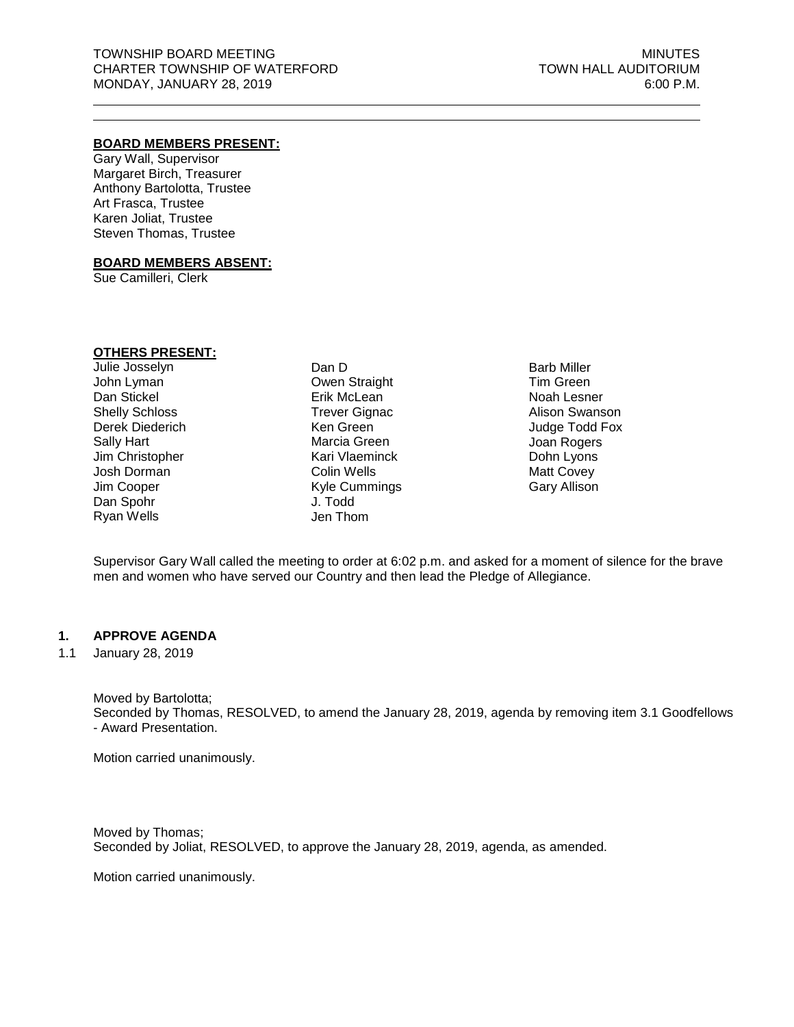TOWNSHIP BOARD MEETING
CHARTER TOWNSHIP OF WATERFORD
MONDAY, JANUARY 28, 2019

MINUTES
TOWN HALL AUDITORIUM
6:00 P.M.

---

**BOARD MEMBERS PRESENT:**

Gary Wall, Supervisor
Margaret Birch, Treasurer
Anthony Bartolotta, Trustee
Art Frasca, Trustee
Karen Joliat, Trustee
Steven Thomas, Trustee

**BOARD MEMBERS ABSENT:**

Sue Camilleri, Clerk

**OTHERS PRESENT:**

Julie Josselyn
John Lyman
Dan Stickel
Shelly Schloss
Derek Diederich
Sally Hart
Jim Christopher
Josh Dorman
Jim Cooper
Dan Spohr
Ryan Wells
Dan D
Owen Straight
Erik McLean
Trever Gignac
Ken Green
Marcia Green
Kari Vlaeminck
Colin Wells
Kyle Cummings
J. Todd
Jen Thom
Barb Miller
Tim Green
Noah Lesner
Alison Swanson
Judge Todd Fox
Joan Rogers
Dohn Lyons
Matt Covey
Gary Allison

Supervisor Gary Wall called the meeting to order at 6:02 p.m. and asked for a moment of silence for the brave men and women who have served our Country and then lead the Pledge of Allegiance.

## 1. APPROVE AGENDA

1.1 January 28, 2019

Moved by Bartolotta;
Seconded by Thomas, RESOLVED, to amend the January 28, 2019, agenda by removing item 3.1 Goodfellows - Award Presentation.

Motion carried unanimously.

Moved by Thomas;
Seconded by Joliat, RESOLVED, to approve the January 28, 2019, agenda, as amended.

Motion carried unanimously.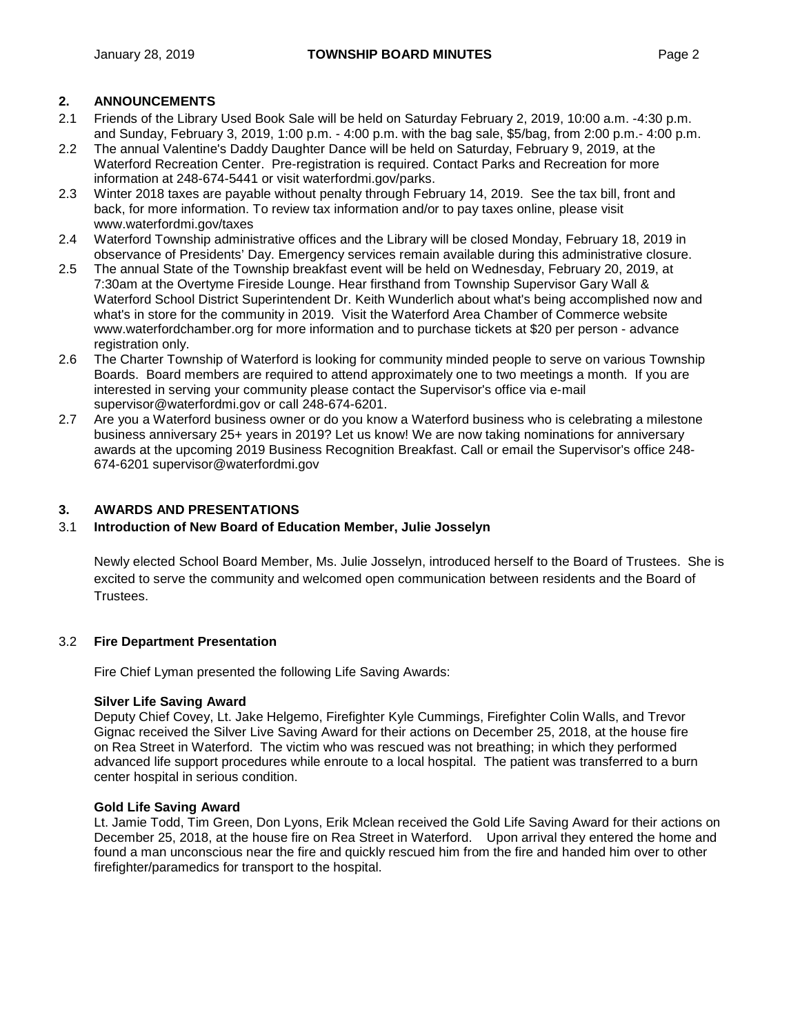## 2. ANNOUNCEMENTS

2.1 Friends of the Library Used Book Sale will be held on Saturday February 2, 2019, 10:00 a.m. -4:30 p.m. and Sunday, February 3, 2019, 1:00 p.m. - 4:00 p.m. with the bag sale, $5/bag, from 2:00 p.m.- 4:00 p.m.

2.2 The annual Valentine's Daddy Daughter Dance will be held on Saturday, February 9, 2019, at the Waterford Recreation Center. Pre-registration is required. Contact Parks and Recreation for more information at 248-674-5441 or visit waterfordmi.gov/parks.

2.3 Winter 2018 taxes are payable without penalty through February 14, 2019. See the tax bill, front and back, for more information. To review tax information and/or to pay taxes online, please visit www.waterfordmi.gov/taxes

2.4 Waterford Township administrative offices and the Library will be closed Monday, February 18, 2019 in observance of Presidents' Day. Emergency services remain available during this administrative closure.

2.5 The annual State of the Township breakfast event will be held on Wednesday, February 20, 2019, at 7:30am at the Overtyme Fireside Lounge. Hear firsthand from Township Supervisor Gary Wall & Waterford School District Superintendent Dr. Keith Wunderlich about what's being accomplished now and what's in store for the community in 2019. Visit the Waterford Area Chamber of Commerce website www.waterfordchamber.org for more information and to purchase tickets at $20 per person - advance registration only.

2.6 The Charter Township of Waterford is looking for community minded people to serve on various Township Boards. Board members are required to attend approximately one to two meetings a month. If you are interested in serving your community please contact the Supervisor's office via e-mail supervisor@waterfordmi.gov or call 248-674-6201.

2.7 Are you a Waterford business owner or do you know a Waterford business who is celebrating a milestone business anniversary 25+ years in 2019? Let us know! We are now taking nominations for anniversary awards at the upcoming 2019 Business Recognition Breakfast. Call or email the Supervisor's office 248-674-6201 supervisor@waterfordmi.gov

## 3. AWARDS AND PRESENTATIONS

### 3.1 Introduction of New Board of Education Member, Julie Josselyn

Newly elected School Board Member, Ms. Julie Josselyn, introduced herself to the Board of Trustees. She is excited to serve the community and welcomed open communication between residents and the Board of Trustees.

### 3.2 Fire Department Presentation

Fire Chief Lyman presented the following Life Saving Awards:

**Silver Life Saving Award**
Deputy Chief Covey, Lt. Jake Helgemo, Firefighter Kyle Cummings, Firefighter Colin Walls, and Trevor Gignac received the Silver Live Saving Award for their actions on December 25, 2018, at the house fire on Rea Street in Waterford. The victim who was rescued was not breathing; in which they performed advanced life support procedures while enroute to a local hospital. The patient was transferred to a burn center hospital in serious condition.

**Gold Life Saving Award**
Lt. Jamie Todd, Tim Green, Don Lyons, Erik Mclean received the Gold Life Saving Award for their actions on December 25, 2018, at the house fire on Rea Street in Waterford. Upon arrival they entered the home and found a man unconscious near the fire and quickly rescued him from the fire and handed him over to other firefighter/paramedics for transport to the hospital.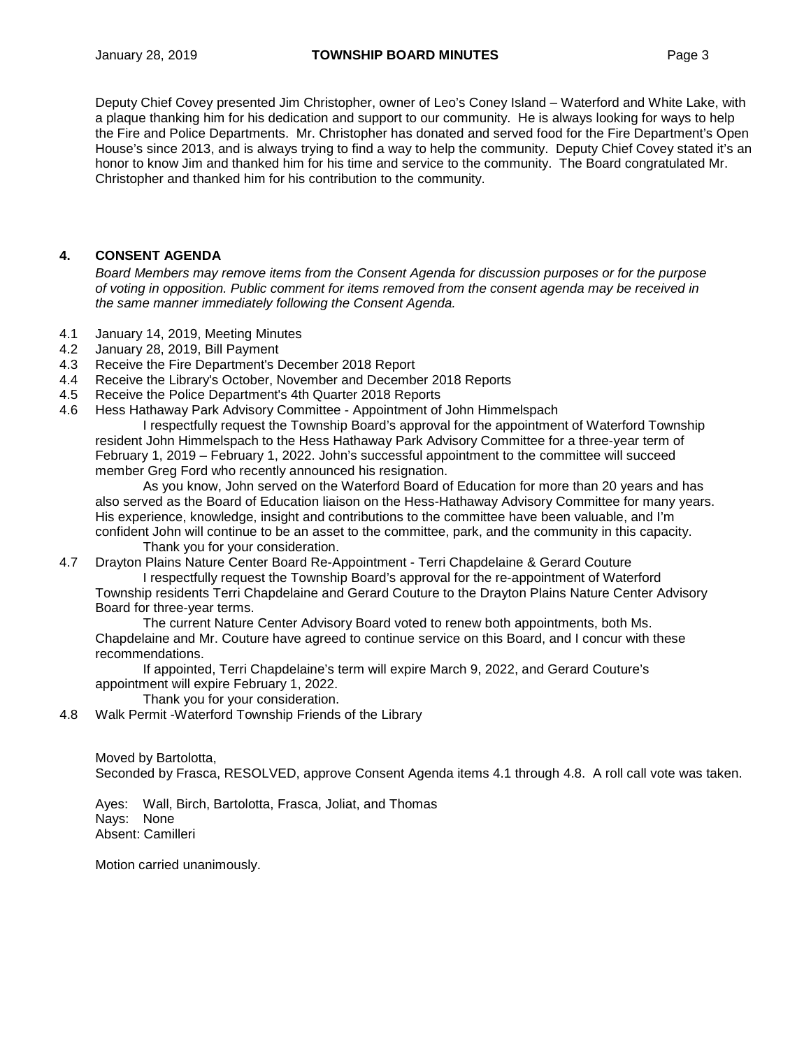Deputy Chief Covey presented Jim Christopher, owner of Leo's Coney Island – Waterford and White Lake, with a plaque thanking him for his dedication and support to our community. He is always looking for ways to help the Fire and Police Departments. Mr. Christopher has donated and served food for the Fire Department's Open House's since 2013, and is always trying to find a way to help the community. Deputy Chief Covey stated it's an honor to know Jim and thanked him for his time and service to the community. The Board congratulated Mr. Christopher and thanked him for his contribution to the community.

## 4. CONSENT AGENDA

*Board Members may remove items from the Consent Agenda for discussion purposes or for the purpose of voting in opposition. Public comment for items removed from the consent agenda may be received in the same manner immediately following the Consent Agenda.*

4.1 January 14, 2019, Meeting Minutes

4.2 January 28, 2019, Bill Payment

4.3 Receive the Fire Department's December 2018 Report

4.4 Receive the Library's October, November and December 2018 Reports

4.5 Receive the Police Department's 4th Quarter 2018 Reports

4.6 Hess Hathaway Park Advisory Committee - Appointment of John Himmelspach

I respectfully request the Township Board's approval for the appointment of Waterford Township resident John Himmelspach to the Hess Hathaway Park Advisory Committee for a three-year term of February 1, 2019 – February 1, 2022. John's successful appointment to the committee will succeed member Greg Ford who recently announced his resignation.

As you know, John served on the Waterford Board of Education for more than 20 years and has also served as the Board of Education liaison on the Hess-Hathaway Advisory Committee for many years. His experience, knowledge, insight and contributions to the committee have been valuable, and I'm confident John will continue to be an asset to the committee, park, and the community in this capacity.

Thank you for your consideration.

4.7 Drayton Plains Nature Center Board Re-Appointment - Terri Chapdelaine & Gerard Couture

I respectfully request the Township Board's approval for the re-appointment of Waterford Township residents Terri Chapdelaine and Gerard Couture to the Drayton Plains Nature Center Advisory Board for three-year terms.

The current Nature Center Advisory Board voted to renew both appointments, both Ms. Chapdelaine and Mr. Couture have agreed to continue service on this Board, and I concur with these recommendations.

If appointed, Terri Chapdelaine's term will expire March 9, 2022, and Gerard Couture's appointment will expire February 1, 2022.

Thank you for your consideration.

4.8 Walk Permit -Waterford Township Friends of the Library

Moved by Bartolotta,
Seconded by Frasca, RESOLVED, approve Consent Agenda items 4.1 through 4.8. A roll call vote was taken.

Ayes: Wall, Birch, Bartolotta, Frasca, Joliat, and Thomas
Nays: None
Absent: Camilleri

Motion carried unanimously.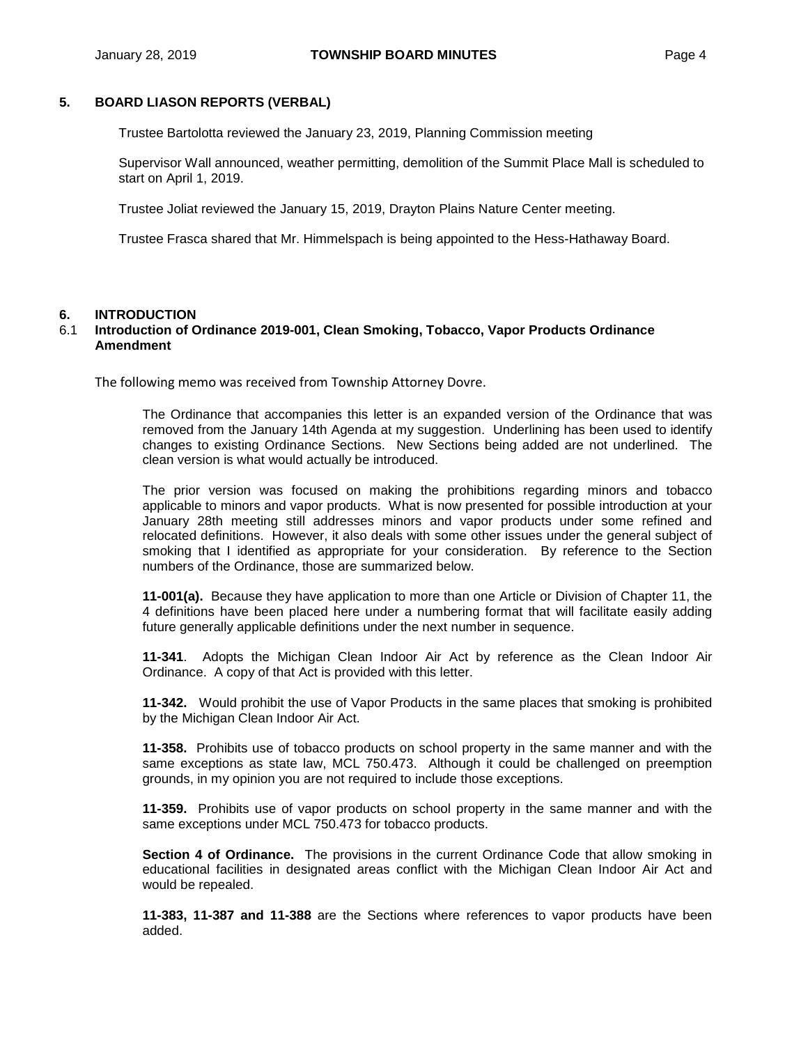## 5. BOARD LIASON REPORTS (VERBAL)

Trustee Bartolotta reviewed the January 23, 2019, Planning Commission meeting

Supervisor Wall announced, weather permitting, demolition of the Summit Place Mall is scheduled to start on April 1, 2019.

Trustee Joliat reviewed the January 15, 2019, Drayton Plains Nature Center meeting.

Trustee Frasca shared that Mr. Himmelspach is being appointed to the Hess-Hathaway Board.

## 6. INTRODUCTION

### 6.1 Introduction of Ordinance 2019-001, Clean Smoking, Tobacco, Vapor Products Ordinance Amendment

The following memo was received from Township Attorney Dovre.

> The Ordinance that accompanies this letter is an expanded version of the Ordinance that was removed from the January 14th Agenda at my suggestion. Underlining has been used to identify changes to existing Ordinance Sections. New Sections being added are not underlined. The clean version is what would actually be introduced.
>
> The prior version was focused on making the prohibitions regarding minors and tobacco applicable to minors and vapor products. What is now presented for possible introduction at your January 28th meeting still addresses minors and vapor products under some refined and relocated definitions. However, it also deals with some other issues under the general subject of smoking that I identified as appropriate for your consideration. By reference to the Section numbers of the Ordinance, those are summarized below.
>
> **11-001(a).** Because they have application to more than one Article or Division of Chapter 11, the 4 definitions have been placed here under a numbering format that will facilitate easily adding future generally applicable definitions under the next number in sequence.
>
> **11-341**. Adopts the Michigan Clean Indoor Air Act by reference as the Clean Indoor Air Ordinance. A copy of that Act is provided with this letter.
>
> **11-342.** Would prohibit the use of Vapor Products in the same places that smoking is prohibited by the Michigan Clean Indoor Air Act.
>
> **11-358.** Prohibits use of tobacco products on school property in the same manner and with the same exceptions as state law, MCL 750.473. Although it could be challenged on preemption grounds, in my opinion you are not required to include those exceptions.
>
> **11-359.** Prohibits use of vapor products on school property in the same manner and with the same exceptions under MCL 750.473 for tobacco products.
>
> **Section 4 of Ordinance.** The provisions in the current Ordinance Code that allow smoking in educational facilities in designated areas conflict with the Michigan Clean Indoor Air Act and would be repealed.
>
> **11-383, 11-387 and 11-388** are the Sections where references to vapor products have been added.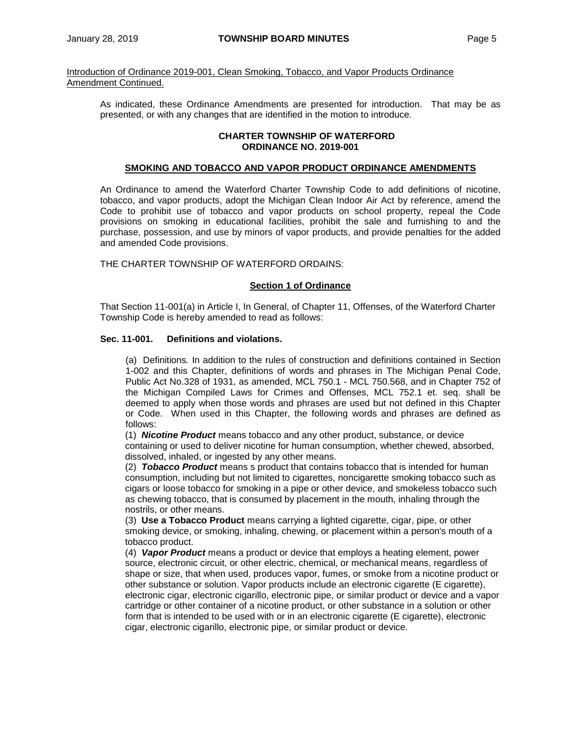Introduction of Ordinance 2019-001, Clean Smoking, Tobacco, and Vapor Products Ordinance Amendment Continued.

As indicated, these Ordinance Amendments are presented for introduction. That may be as presented, or with any changes that are identified in the motion to introduce.

**CHARTER TOWNSHIP OF WATERFORD**
**ORDINANCE NO. 2019-001**

**SMOKING AND TOBACCO AND VAPOR PRODUCT ORDINANCE AMENDMENTS**

An Ordinance to amend the Waterford Charter Township Code to add definitions of nicotine, tobacco, and vapor products, adopt the Michigan Clean Indoor Air Act by reference, amend the Code to prohibit use of tobacco and vapor products on school property, repeal the Code provisions on smoking in educational facilities, prohibit the sale and furnishing to and the purchase, possession, and use by minors of vapor products, and provide penalties for the added and amended Code provisions.

THE CHARTER TOWNSHIP OF WATERFORD ORDAINS:

**Section 1 of Ordinance**

That Section 11-001(a) in Article I, In General, of Chapter 11, Offenses, of the Waterford Charter Township Code is hereby amended to read as follows:

**Sec. 11-001. Definitions and violations.**

(a) Definitions*.* In addition to the rules of construction and definitions contained in Section 1-002 and this Chapter, definitions of words and phrases in The Michigan Penal Code, Public Act No.328 of 1931, as amended, MCL 750.1 - MCL 750.568, and in Chapter 752 of the Michigan Compiled Laws for Crimes and Offenses, MCL 752.1 et. seq. shall be deemed to apply when those words and phrases are used but not defined in this Chapter or Code. When used in this Chapter, the following words and phrases are defined as follows:

(1) ***Nicotine Product*** means tobacco and any other product, substance, or device containing or used to deliver nicotine for human consumption, whether chewed, absorbed, dissolved, inhaled, or ingested by any other means.

(2) ***Tobacco Product*** means s product that contains tobacco that is intended for human consumption, including but not limited to cigarettes, noncigarette smoking tobacco such as cigars or loose tobacco for smoking in a pipe or other device, and smokeless tobacco such as chewing tobacco, that is consumed by placement in the mouth, inhaling through the nostrils, or other means.

(3) **Use a Tobacco Product** means carrying a lighted cigarette, cigar, pipe, or other smoking device, or smoking, inhaling, chewing, or placement within a person's mouth of a tobacco product.

(4) ***Vapor Product*** means a product or device that employs a heating element, power source, electronic circuit, or other electric, chemical, or mechanical means, regardless of shape or size, that when used, produces vapor, fumes, or smoke from a nicotine product or other substance or solution. Vapor products include an electronic cigarette (E cigarette), electronic cigar, electronic cigarillo, electronic pipe, or similar product or device and a vapor cartridge or other container of a nicotine product, or other substance in a solution or other form that is intended to be used with or in an electronic cigarette (E cigarette), electronic cigar, electronic cigarillo, electronic pipe, or similar product or device.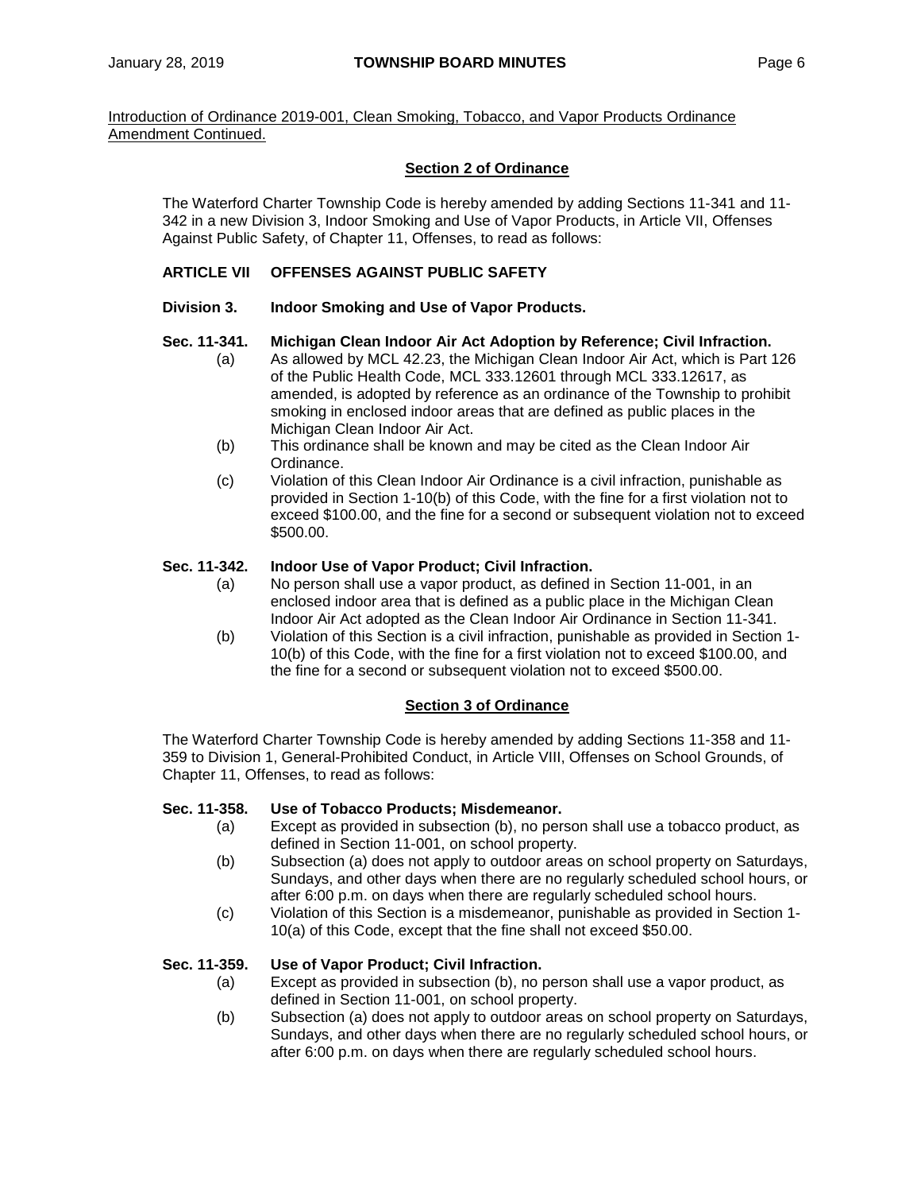Introduction of Ordinance 2019-001, Clean Smoking, Tobacco, and Vapor Products Ordinance Amendment Continued.

**Section 2 of Ordinance**

The Waterford Charter Township Code is hereby amended by adding Sections 11-341 and 11-342 in a new Division 3, Indoor Smoking and Use of Vapor Products, in Article VII, Offenses Against Public Safety, of Chapter 11, Offenses, to read as follows:

**ARTICLE VII OFFENSES AGAINST PUBLIC SAFETY**

**Division 3. Indoor Smoking and Use of Vapor Products.**

**Sec. 11-341. Michigan Clean Indoor Air Act Adoption by Reference; Civil Infraction.**

(a) As allowed by MCL 42.23, the Michigan Clean Indoor Air Act, which is Part 126 of the Public Health Code, MCL 333.12601 through MCL 333.12617, as amended, is adopted by reference as an ordinance of the Township to prohibit smoking in enclosed indoor areas that are defined as public places in the Michigan Clean Indoor Air Act.

(b) This ordinance shall be known and may be cited as the Clean Indoor Air Ordinance.

(c) Violation of this Clean Indoor Air Ordinance is a civil infraction, punishable as provided in Section 1-10(b) of this Code, with the fine for a first violation not to exceed $100.00, and the fine for a second or subsequent violation not to exceed $500.00.

**Sec. 11-342. Indoor Use of Vapor Product; Civil Infraction.**

(a) No person shall use a vapor product, as defined in Section 11-001, in an enclosed indoor area that is defined as a public place in the Michigan Clean Indoor Air Act adopted as the Clean Indoor Air Ordinance in Section 11-341.

(b) Violation of this Section is a civil infraction, punishable as provided in Section 1-10(b) of this Code, with the fine for a first violation not to exceed $100.00, and the fine for a second or subsequent violation not to exceed $500.00.

**Section 3 of Ordinance**

The Waterford Charter Township Code is hereby amended by adding Sections 11-358 and 11-359 to Division 1, General-Prohibited Conduct, in Article VIII, Offenses on School Grounds, of Chapter 11, Offenses, to read as follows:

**Sec. 11-358. Use of Tobacco Products; Misdemeanor.**

(a) Except as provided in subsection (b), no person shall use a tobacco product, as defined in Section 11-001, on school property.

(b) Subsection (a) does not apply to outdoor areas on school property on Saturdays, Sundays, and other days when there are no regularly scheduled school hours, or after 6:00 p.m. on days when there are regularly scheduled school hours.

(c) Violation of this Section is a misdemeanor, punishable as provided in Section 1-10(a) of this Code, except that the fine shall not exceed $50.00.

**Sec. 11-359. Use of Vapor Product; Civil Infraction.**

(a) Except as provided in subsection (b), no person shall use a vapor product, as defined in Section 11-001, on school property.

(b) Subsection (a) does not apply to outdoor areas on school property on Saturdays, Sundays, and other days when there are no regularly scheduled school hours, or after 6:00 p.m. on days when there are regularly scheduled school hours.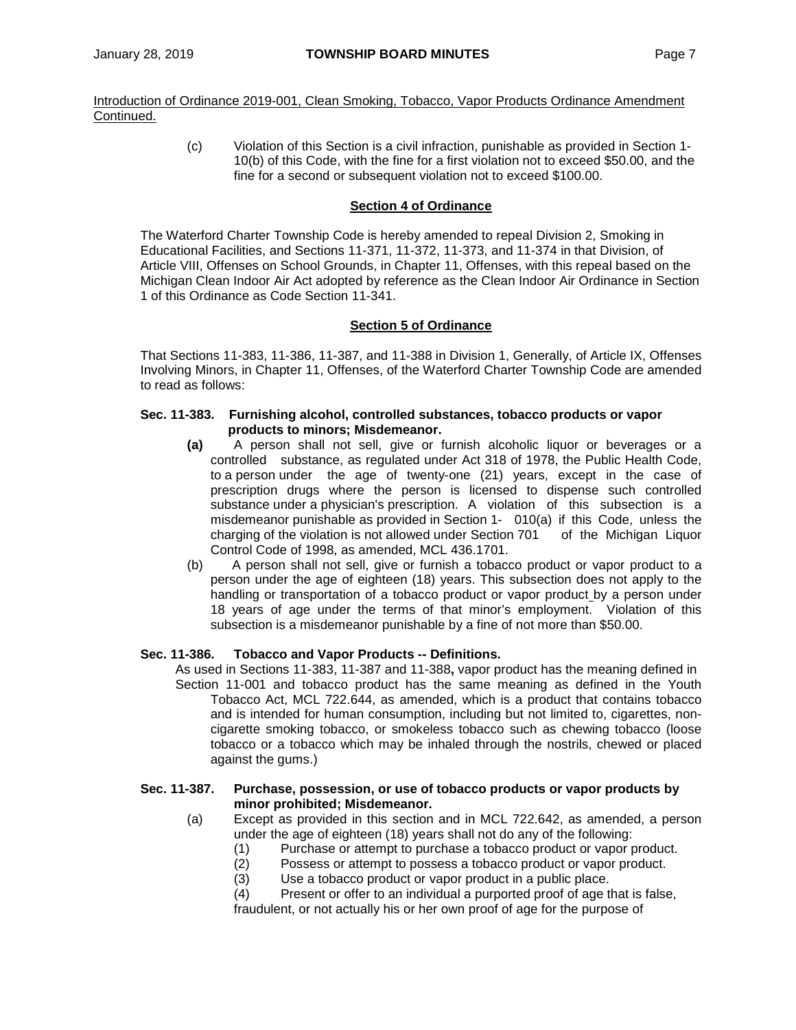Introduction of Ordinance 2019-001, Clean Smoking, Tobacco, Vapor Products Ordinance Amendment Continued.

(c) Violation of this Section is a civil infraction, punishable as provided in Section 1-10(b) of this Code, with the fine for a first violation not to exceed $50.00, and the fine for a second or subsequent violation not to exceed $100.00.

**Section 4 of Ordinance**

The Waterford Charter Township Code is hereby amended to repeal Division 2, Smoking in Educational Facilities, and Sections 11-371, 11-372, 11-373, and 11-374 in that Division, of Article VIII, Offenses on School Grounds, in Chapter 11, Offenses, with this repeal based on the Michigan Clean Indoor Air Act adopted by reference as the Clean Indoor Air Ordinance in Section 1 of this Ordinance as Code Section 11-341.

**Section 5 of Ordinance**

That Sections 11-383, 11-386, 11-387, and 11-388 in Division 1, Generally, of Article IX, Offenses Involving Minors, in Chapter 11, Offenses, of the Waterford Charter Township Code are amended to read as follows:

**Sec. 11-383. Furnishing alcohol, controlled substances, tobacco products or vapor products to minors; Misdemeanor.**

**(a)** A person shall not sell, give or furnish alcoholic liquor or beverages or a controlled substance, as regulated under Act 318 of 1978, the Public Health Code, to a person under the age of twenty-one (21) years, except in the case of prescription drugs where the person is licensed to dispense such controlled substance under a physician's prescription. A violation of this subsection is a misdemeanor punishable as provided in Section 1- 010(a) if this Code, unless the charging of the violation is not allowed under Section 701 of the Michigan Liquor Control Code of 1998, as amended, MCL 436.1701.

(b) A person shall not sell, give or furnish a tobacco product or vapor product to a person under the age of eighteen (18) years. This subsection does not apply to the handling or transportation of a tobacco product or vapor product by a person under 18 years of age under the terms of that minor's employment. Violation of this subsection is a misdemeanor punishable by a fine of not more than $50.00.

**Sec. 11-386. Tobacco and Vapor Products -- Definitions.**

As used in Sections 11-383, 11-387 and 11-388**,** vapor product has the meaning defined in Section 11-001 and tobacco product has the same meaning as defined in the Youth Tobacco Act, MCL 722.644, as amended, which is a product that contains tobacco and is intended for human consumption, including but not limited to, cigarettes, non-cigarette smoking tobacco, or smokeless tobacco such as chewing tobacco (loose tobacco or a tobacco which may be inhaled through the nostrils, chewed or placed against the gums.)

**Sec. 11-387. Purchase, possession, or use of tobacco products or vapor products by minor prohibited; Misdemeanor.**

(a) Except as provided in this section and in MCL 722.642, as amended, a person under the age of eighteen (18) years shall not do any of the following:

(1) Purchase or attempt to purchase a tobacco product or vapor product.

(2) Possess or attempt to possess a tobacco product or vapor product.

(3) Use a tobacco product or vapor product in a public place.

(4) Present or offer to an individual a purported proof of age that is false, fraudulent, or not actually his or her own proof of age for the purpose of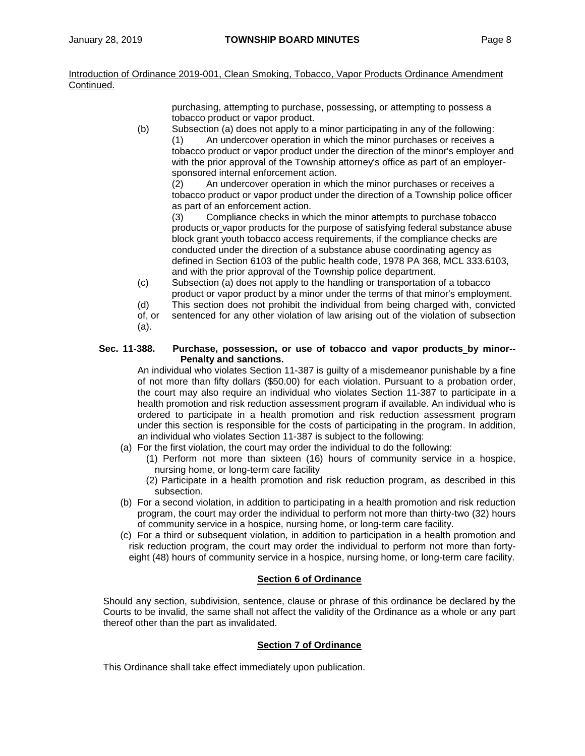Introduction of Ordinance 2019-001, Clean Smoking, Tobacco, Vapor Products Ordinance Amendment Continued.

purchasing, attempting to purchase, possessing, or attempting to possess a tobacco product or vapor product.

(b) Subsection (a) does not apply to a minor participating in any of the following:

(1) An undercover operation in which the minor purchases or receives a tobacco product or vapor product under the direction of the minor's employer and with the prior approval of the Township attorney's office as part of an employer-sponsored internal enforcement action.

(2) An undercover operation in which the minor purchases or receives a tobacco product or vapor product under the direction of a Township police officer as part of an enforcement action.

(3) Compliance checks in which the minor attempts to purchase tobacco products or vapor products for the purpose of satisfying federal substance abuse block grant youth tobacco access requirements, if the compliance checks are conducted under the direction of a substance abuse coordinating agency as defined in Section 6103 of the public health code, 1978 PA 368, MCL 333.6103, and with the prior approval of the Township police department.

(c) Subsection (a) does not apply to the handling or transportation of a tobacco product or vapor product by a minor under the terms of that minor's employment.

(d) This section does not prohibit the individual from being charged with, convicted of, or sentenced for any other violation of law arising out of the violation of subsection (a).

**Sec. 11-388. Purchase, possession, or use of tobacco and vapor products by minor--Penalty and sanctions.**

An individual who violates Section 11-387 is guilty of a misdemeanor punishable by a fine of not more than fifty dollars ($50.00) for each violation. Pursuant to a probation order, the court may also require an individual who violates Section 11-387 to participate in a health promotion and risk reduction assessment program if available. An individual who is ordered to participate in a health promotion and risk reduction assessment program under this section is responsible for the costs of participating in the program. In addition, an individual who violates Section 11-387 is subject to the following:

(a) For the first violation, the court may order the individual to do the following:

(1) Perform not more than sixteen (16) hours of community service in a hospice, nursing home, or long-term care facility

(2) Participate in a health promotion and risk reduction program, as described in this subsection.

(b) For a second violation, in addition to participating in a health promotion and risk reduction program, the court may order the individual to perform not more than thirty-two (32) hours of community service in a hospice, nursing home, or long-term care facility.

(c) For a third or subsequent violation, in addition to participation in a health promotion and risk reduction program, the court may order the individual to perform not more than forty-eight (48) hours of community service in a hospice, nursing home, or long-term care facility.

**Section 6 of Ordinance**

Should any section, subdivision, sentence, clause or phrase of this ordinance be declared by the Courts to be invalid, the same shall not affect the validity of the Ordinance as a whole or any part thereof other than the part as invalidated.

**Section 7 of Ordinance**

This Ordinance shall take effect immediately upon publication.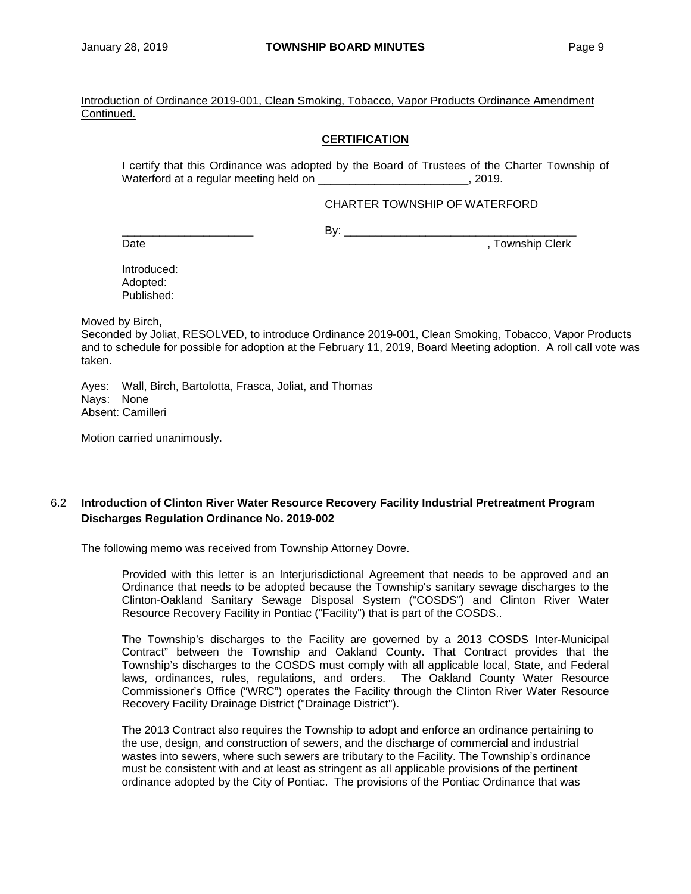Introduction of Ordinance 2019-001, Clean Smoking, Tobacco, Vapor Products Ordinance Amendment Continued.

**CERTIFICATION**

I certify that this Ordinance was adopted by the Board of Trustees of the Charter Township of Waterford at a regular meeting held on ________________________, 2019.

CHARTER TOWNSHIP OF WATERFORD

_____________________ By: ______________________________________

Date , Township Clerk

Introduced:
Adopted:
Published:

Moved by Birch,
Seconded by Joliat, RESOLVED, to introduce Ordinance 2019-001, Clean Smoking, Tobacco, Vapor Products and to schedule for possible for adoption at the February 11, 2019, Board Meeting adoption. A roll call vote was taken.

Ayes: Wall, Birch, Bartolotta, Frasca, Joliat, and Thomas
Nays: None
Absent: Camilleri

Motion carried unanimously.

## 6.2 Introduction of Clinton River Water Resource Recovery Facility Industrial Pretreatment Program Discharges Regulation Ordinance No. 2019-002

The following memo was received from Township Attorney Dovre.

> Provided with this letter is an Interjurisdictional Agreement that needs to be approved and an Ordinance that needs to be adopted because the Township's sanitary sewage discharges to the Clinton-Oakland Sanitary Sewage Disposal System ("COSDS") and Clinton River Water Resource Recovery Facility in Pontiac ("Facility") that is part of the COSDS..
>
> The Township's discharges to the Facility are governed by a 2013 COSDS Inter-Municipal Contract" between the Township and Oakland County. That Contract provides that the Township's discharges to the COSDS must comply with all applicable local, State, and Federal laws, ordinances, rules, regulations, and orders. The Oakland County Water Resource Commissioner's Office ("WRC") operates the Facility through the Clinton River Water Resource Recovery Facility Drainage District ("Drainage District").
>
> The 2013 Contract also requires the Township to adopt and enforce an ordinance pertaining to the use, design, and construction of sewers, and the discharge of commercial and industrial wastes into sewers, where such sewers are tributary to the Facility. The Township's ordinance must be consistent with and at least as stringent as all applicable provisions of the pertinent ordinance adopted by the City of Pontiac. The provisions of the Pontiac Ordinance that was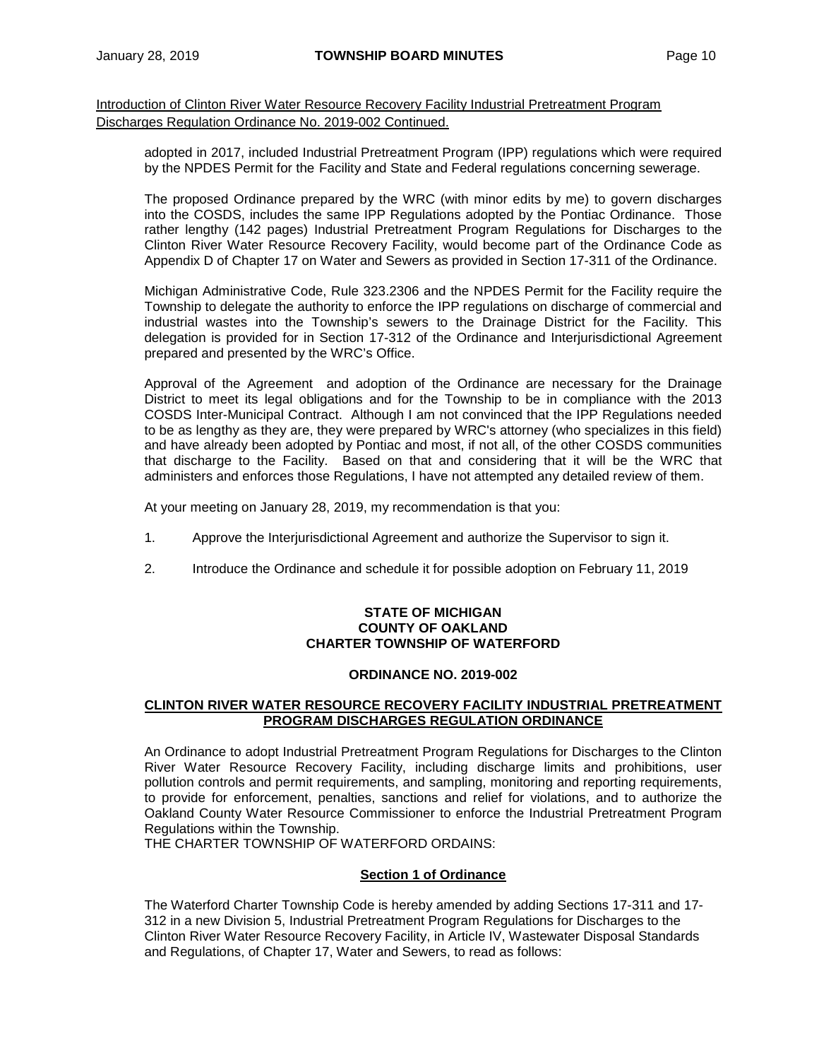Introduction of Clinton River Water Resource Recovery Facility Industrial Pretreatment Program Discharges Regulation Ordinance No. 2019-002 Continued.

adopted in 2017, included Industrial Pretreatment Program (IPP) regulations which were required by the NPDES Permit for the Facility and State and Federal regulations concerning sewerage.

The proposed Ordinance prepared by the WRC (with minor edits by me) to govern discharges into the COSDS, includes the same IPP Regulations adopted by the Pontiac Ordinance. Those rather lengthy (142 pages) Industrial Pretreatment Program Regulations for Discharges to the Clinton River Water Resource Recovery Facility, would become part of the Ordinance Code as Appendix D of Chapter 17 on Water and Sewers as provided in Section 17-311 of the Ordinance.

Michigan Administrative Code, Rule 323.2306 and the NPDES Permit for the Facility require the Township to delegate the authority to enforce the IPP regulations on discharge of commercial and industrial wastes into the Township's sewers to the Drainage District for the Facility. This delegation is provided for in Section 17-312 of the Ordinance and Interjurisdictional Agreement prepared and presented by the WRC's Office.

Approval of the Agreement and adoption of the Ordinance are necessary for the Drainage District to meet its legal obligations and for the Township to be in compliance with the 2013 COSDS Inter-Municipal Contract. Although I am not convinced that the IPP Regulations needed to be as lengthy as they are, they were prepared by WRC's attorney (who specializes in this field) and have already been adopted by Pontiac and most, if not all, of the other COSDS communities that discharge to the Facility. Based on that and considering that it will be the WRC that administers and enforces those Regulations, I have not attempted any detailed review of them.

At your meeting on January 28, 2019, my recommendation is that you:

1. Approve the Interjurisdictional Agreement and authorize the Supervisor to sign it.
2. Introduce the Ordinance and schedule it for possible adoption on February 11, 2019

**STATE OF MICHIGAN**
**COUNTY OF OAKLAND**
**CHARTER TOWNSHIP OF WATERFORD**

**ORDINANCE NO. 2019-002**

**CLINTON RIVER WATER RESOURCE RECOVERY FACILITY INDUSTRIAL PRETREATMENT PROGRAM DISCHARGES REGULATION ORDINANCE**

An Ordinance to adopt Industrial Pretreatment Program Regulations for Discharges to the Clinton River Water Resource Recovery Facility, including discharge limits and prohibitions, user pollution controls and permit requirements, and sampling, monitoring and reporting requirements, to provide for enforcement, penalties, sanctions and relief for violations, and to authorize the Oakland County Water Resource Commissioner to enforce the Industrial Pretreatment Program Regulations within the Township.

THE CHARTER TOWNSHIP OF WATERFORD ORDAINS:

**Section 1 of Ordinance**

The Waterford Charter Township Code is hereby amended by adding Sections 17-311 and 17-312 in a new Division 5, Industrial Pretreatment Program Regulations for Discharges to the Clinton River Water Resource Recovery Facility, in Article IV, Wastewater Disposal Standards and Regulations, of Chapter 17, Water and Sewers, to read as follows: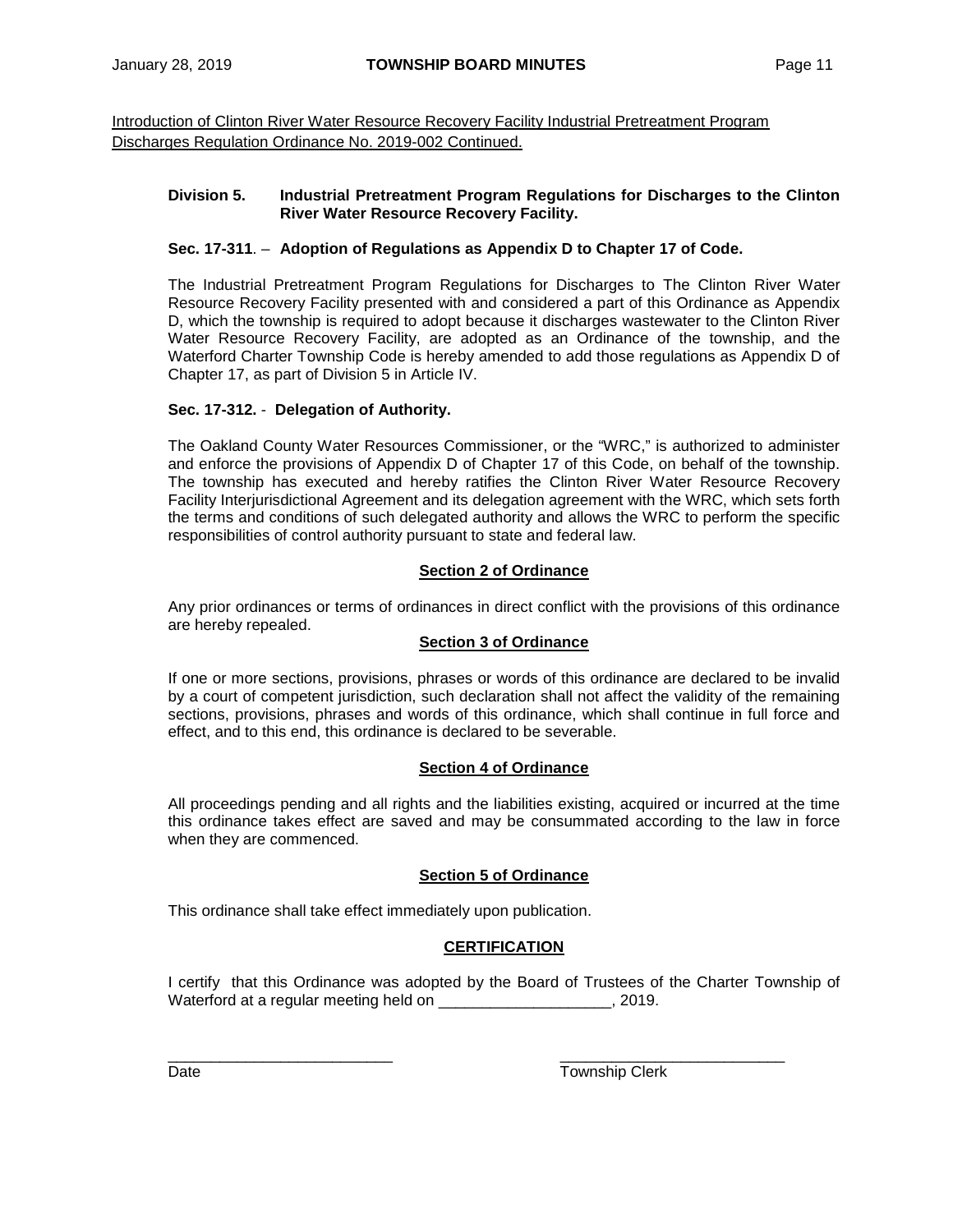Introduction of Clinton River Water Resource Recovery Facility Industrial Pretreatment Program Discharges Regulation Ordinance No. 2019-002 Continued.

**Division 5. Industrial Pretreatment Program Regulations for Discharges to the Clinton River Water Resource Recovery Facility.**

**Sec. 17-311**. – **Adoption of Regulations as Appendix D to Chapter 17 of Code.**

The Industrial Pretreatment Program Regulations for Discharges to The Clinton River Water Resource Recovery Facility presented with and considered a part of this Ordinance as Appendix D, which the township is required to adopt because it discharges wastewater to the Clinton River Water Resource Recovery Facility, are adopted as an Ordinance of the township, and the Waterford Charter Township Code is hereby amended to add those regulations as Appendix D of Chapter 17, as part of Division 5 in Article IV.

**Sec. 17-312.** - **Delegation of Authority.**

The Oakland County Water Resources Commissioner, or the "WRC," is authorized to administer and enforce the provisions of Appendix D of Chapter 17 of this Code, on behalf of the township. The township has executed and hereby ratifies the Clinton River Water Resource Recovery Facility Interjurisdictional Agreement and its delegation agreement with the WRC, which sets forth the terms and conditions of such delegated authority and allows the WRC to perform the specific responsibilities of control authority pursuant to state and federal law.

**Section 2 of Ordinance**

Any prior ordinances or terms of ordinances in direct conflict with the provisions of this ordinance are hereby repealed.

**Section 3 of Ordinance**

If one or more sections, provisions, phrases or words of this ordinance are declared to be invalid by a court of competent jurisdiction, such declaration shall not affect the validity of the remaining sections, provisions, phrases and words of this ordinance, which shall continue in full force and effect, and to this end, this ordinance is declared to be severable.

**Section 4 of Ordinance**

All proceedings pending and all rights and the liabilities existing, acquired or incurred at the time this ordinance takes effect are saved and may be consummated according to the law in force when they are commenced.

**Section 5 of Ordinance**

This ordinance shall take effect immediately upon publication.

**CERTIFICATION**

I certify that this Ordinance was adopted by the Board of Trustees of the Charter Township of Waterford at a regular meeting held on ____________________, 2019.

___________________________ ___________________________

Date Township Clerk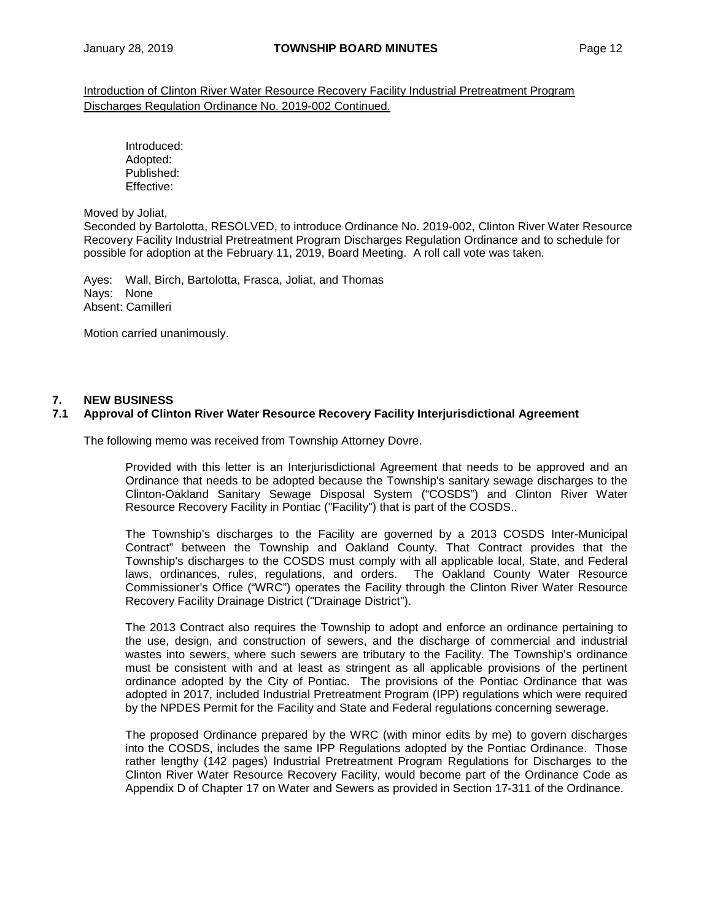Introduction of Clinton River Water Resource Recovery Facility Industrial Pretreatment Program Discharges Regulation Ordinance No. 2019-002 Continued.

Introduced:
Adopted:
Published:
Effective:

Moved by Joliat,
Seconded by Bartolotta, RESOLVED, to introduce Ordinance No. 2019-002, Clinton River Water Resource Recovery Facility Industrial Pretreatment Program Discharges Regulation Ordinance and to schedule for possible for adoption at the February 11, 2019, Board Meeting. A roll call vote was taken.

Ayes: Wall, Birch, Bartolotta, Frasca, Joliat, and Thomas
Nays: None
Absent: Camilleri

Motion carried unanimously.

## 7. NEW BUSINESS

### 7.1 Approval of Clinton River Water Resource Recovery Facility Interjurisdictional Agreement

The following memo was received from Township Attorney Dovre.

> Provided with this letter is an Interjurisdictional Agreement that needs to be approved and an Ordinance that needs to be adopted because the Township's sanitary sewage discharges to the Clinton-Oakland Sanitary Sewage Disposal System ("COSDS") and Clinton River Water Resource Recovery Facility in Pontiac ("Facility") that is part of the COSDS..
>
> The Township's discharges to the Facility are governed by a 2013 COSDS Inter-Municipal Contract" between the Township and Oakland County. That Contract provides that the Township's discharges to the COSDS must comply with all applicable local, State, and Federal laws, ordinances, rules, regulations, and orders. The Oakland County Water Resource Commissioner's Office ("WRC") operates the Facility through the Clinton River Water Resource Recovery Facility Drainage District ("Drainage District").
>
> The 2013 Contract also requires the Township to adopt and enforce an ordinance pertaining to the use, design, and construction of sewers, and the discharge of commercial and industrial wastes into sewers, where such sewers are tributary to the Facility. The Township's ordinance must be consistent with and at least as stringent as all applicable provisions of the pertinent ordinance adopted by the City of Pontiac. The provisions of the Pontiac Ordinance that was adopted in 2017, included Industrial Pretreatment Program (IPP) regulations which were required by the NPDES Permit for the Facility and State and Federal regulations concerning sewerage.
>
> The proposed Ordinance prepared by the WRC (with minor edits by me) to govern discharges into the COSDS, includes the same IPP Regulations adopted by the Pontiac Ordinance. Those rather lengthy (142 pages) Industrial Pretreatment Program Regulations for Discharges to the Clinton River Water Resource Recovery Facility, would become part of the Ordinance Code as Appendix D of Chapter 17 on Water and Sewers as provided in Section 17-311 of the Ordinance.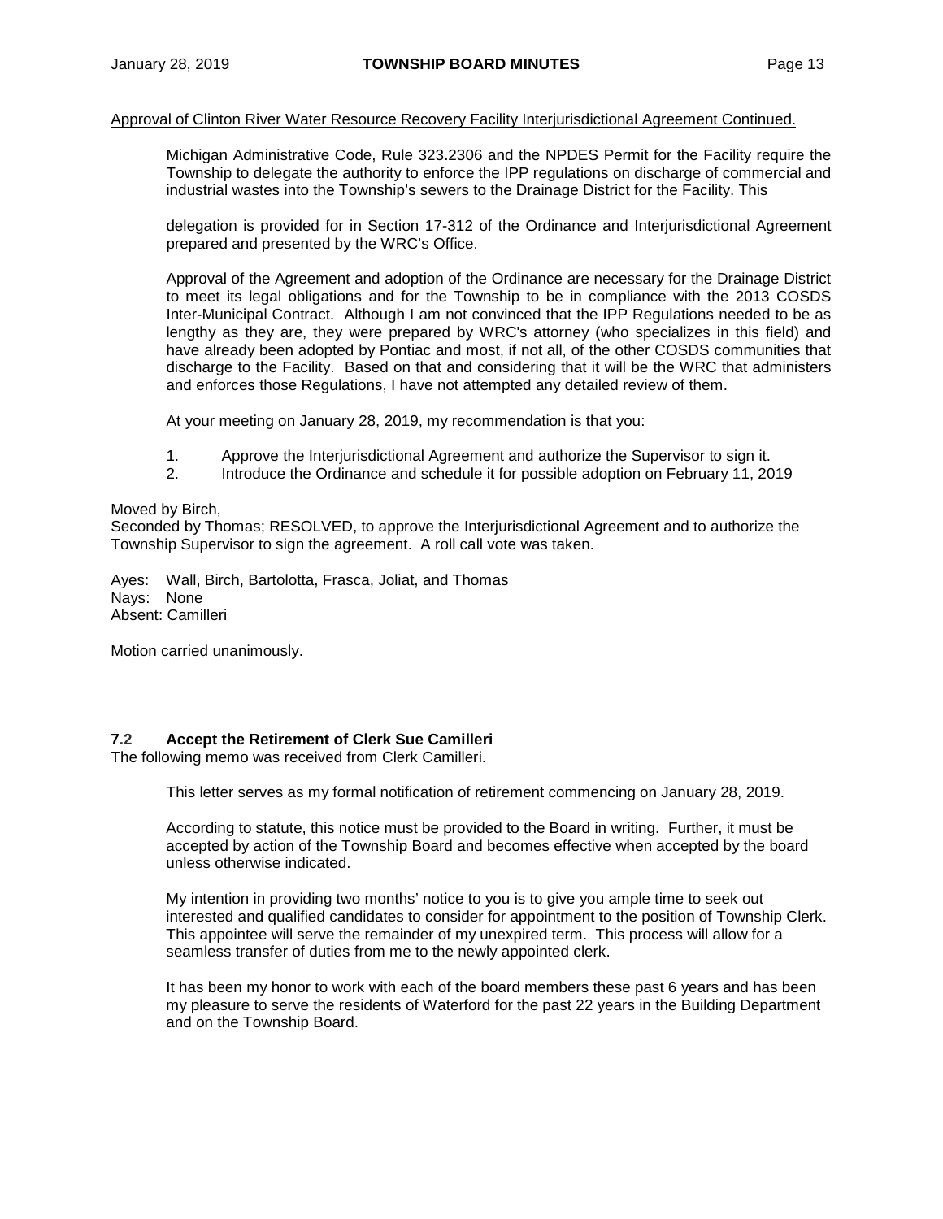Approval of Clinton River Water Resource Recovery Facility Interjurisdictional Agreement Continued.

> Michigan Administrative Code, Rule 323.2306 and the NPDES Permit for the Facility require the Township to delegate the authority to enforce the IPP regulations on discharge of commercial and industrial wastes into the Township's sewers to the Drainage District for the Facility. This
>
> delegation is provided for in Section 17-312 of the Ordinance and Interjurisdictional Agreement prepared and presented by the WRC's Office.
>
> Approval of the Agreement and adoption of the Ordinance are necessary for the Drainage District to meet its legal obligations and for the Township to be in compliance with the 2013 COSDS Inter-Municipal Contract. Although I am not convinced that the IPP Regulations needed to be as lengthy as they are, they were prepared by WRC's attorney (who specializes in this field) and have already been adopted by Pontiac and most, if not all, of the other COSDS communities that discharge to the Facility. Based on that and considering that it will be the WRC that administers and enforces those Regulations, I have not attempted any detailed review of them.
>
> At your meeting on January 28, 2019, my recommendation is that you:
>
> 1. Approve the Interjurisdictional Agreement and authorize the Supervisor to sign it.
> 2. Introduce the Ordinance and schedule it for possible adoption on February 11, 2019

Moved by Birch,
Seconded by Thomas; RESOLVED, to approve the Interjurisdictional Agreement and to authorize the Township Supervisor to sign the agreement. A roll call vote was taken.

Ayes: Wall, Birch, Bartolotta, Frasca, Joliat, and Thomas
Nays: None
Absent: Camilleri

Motion carried unanimously.

### 7.2 Accept the Retirement of Clerk Sue Camilleri

The following memo was received from Clerk Camilleri.

> This letter serves as my formal notification of retirement commencing on January 28, 2019.
>
> According to statute, this notice must be provided to the Board in writing. Further, it must be accepted by action of the Township Board and becomes effective when accepted by the board unless otherwise indicated.
>
> My intention in providing two months' notice to you is to give you ample time to seek out interested and qualified candidates to consider for appointment to the position of Township Clerk. This appointee will serve the remainder of my unexpired term. This process will allow for a seamless transfer of duties from me to the newly appointed clerk.
>
> It has been my honor to work with each of the board members these past 6 years and has been my pleasure to serve the residents of Waterford for the past 22 years in the Building Department and on the Township Board.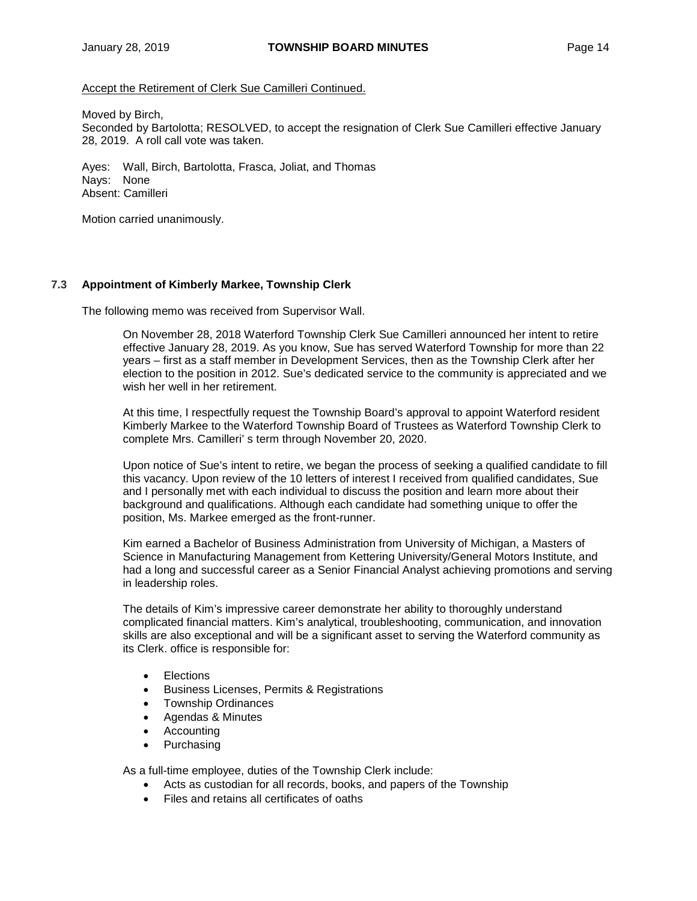Accept the Retirement of Clerk Sue Camilleri Continued.

Moved by Birch,
Seconded by Bartolotta; RESOLVED, to accept the resignation of Clerk Sue Camilleri effective January 28, 2019. A roll call vote was taken.

Ayes: Wall, Birch, Bartolotta, Frasca, Joliat, and Thomas
Nays: None
Absent: Camilleri

Motion carried unanimously.

### 7.3 Appointment of Kimberly Markee, Township Clerk

The following memo was received from Supervisor Wall.

> On November 28, 2018 Waterford Township Clerk Sue Camilleri announced her intent to retire effective January 28, 2019. As you know, Sue has served Waterford Township for more than 22 years – first as a staff member in Development Services, then as the Township Clerk after her election to the position in 2012. Sue's dedicated service to the community is appreciated and we wish her well in her retirement.
>
> At this time, I respectfully request the Township Board's approval to appoint Waterford resident Kimberly Markee to the Waterford Township Board of Trustees as Waterford Township Clerk to complete Mrs. Camilleri' s term through November 20, 2020.
>
> Upon notice of Sue's intent to retire, we began the process of seeking a qualified candidate to fill this vacancy. Upon review of the 10 letters of interest I received from qualified candidates, Sue and I personally met with each individual to discuss the position and learn more about their background and qualifications. Although each candidate had something unique to offer the position, Ms. Markee emerged as the front-runner.
>
> Kim earned a Bachelor of Business Administration from University of Michigan, a Masters of Science in Manufacturing Management from Kettering University/General Motors Institute, and had a long and successful career as a Senior Financial Analyst achieving promotions and serving in leadership roles.
>
> The details of Kim's impressive career demonstrate her ability to thoroughly understand complicated financial matters. Kim's analytical, troubleshooting, communication, and innovation skills are also exceptional and will be a significant asset to serving the Waterford community as its Clerk. office is responsible for:
>
> - Elections
> - Business Licenses, Permits & Registrations
> - Township Ordinances
> - Agendas & Minutes
> - Accounting
> - Purchasing
>
> As a full-time employee, duties of the Township Clerk include:
>
> - Acts as custodian for all records, books, and papers of the Township
> - Files and retains all certificates of oaths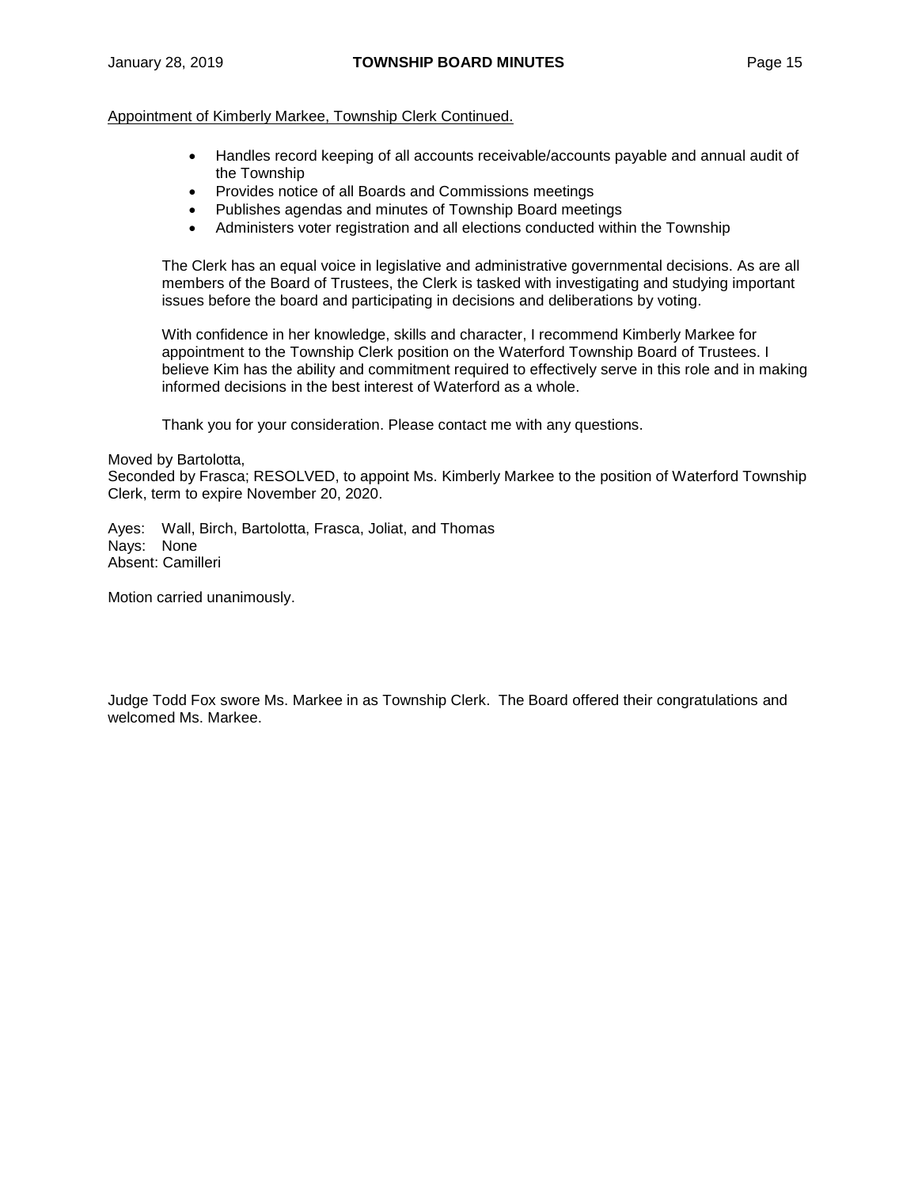Appointment of Kimberly Markee, Township Clerk Continued.

- Handles record keeping of all accounts receivable/accounts payable and annual audit of the Township
- Provides notice of all Boards and Commissions meetings
- Publishes agendas and minutes of Township Board meetings
- Administers voter registration and all elections conducted within the Township

The Clerk has an equal voice in legislative and administrative governmental decisions. As are all members of the Board of Trustees, the Clerk is tasked with investigating and studying important issues before the board and participating in decisions and deliberations by voting.

With confidence in her knowledge, skills and character, I recommend Kimberly Markee for appointment to the Township Clerk position on the Waterford Township Board of Trustees. I believe Kim has the ability and commitment required to effectively serve in this role and in making informed decisions in the best interest of Waterford as a whole.

Thank you for your consideration. Please contact me with any questions.

Moved by Bartolotta,
Seconded by Frasca; RESOLVED, to appoint Ms. Kimberly Markee to the position of Waterford Township Clerk, term to expire November 20, 2020.

Ayes: Wall, Birch, Bartolotta, Frasca, Joliat, and Thomas
Nays: None
Absent: Camilleri

Motion carried unanimously.

Judge Todd Fox swore Ms. Markee in as Township Clerk. The Board offered their congratulations and welcomed Ms. Markee.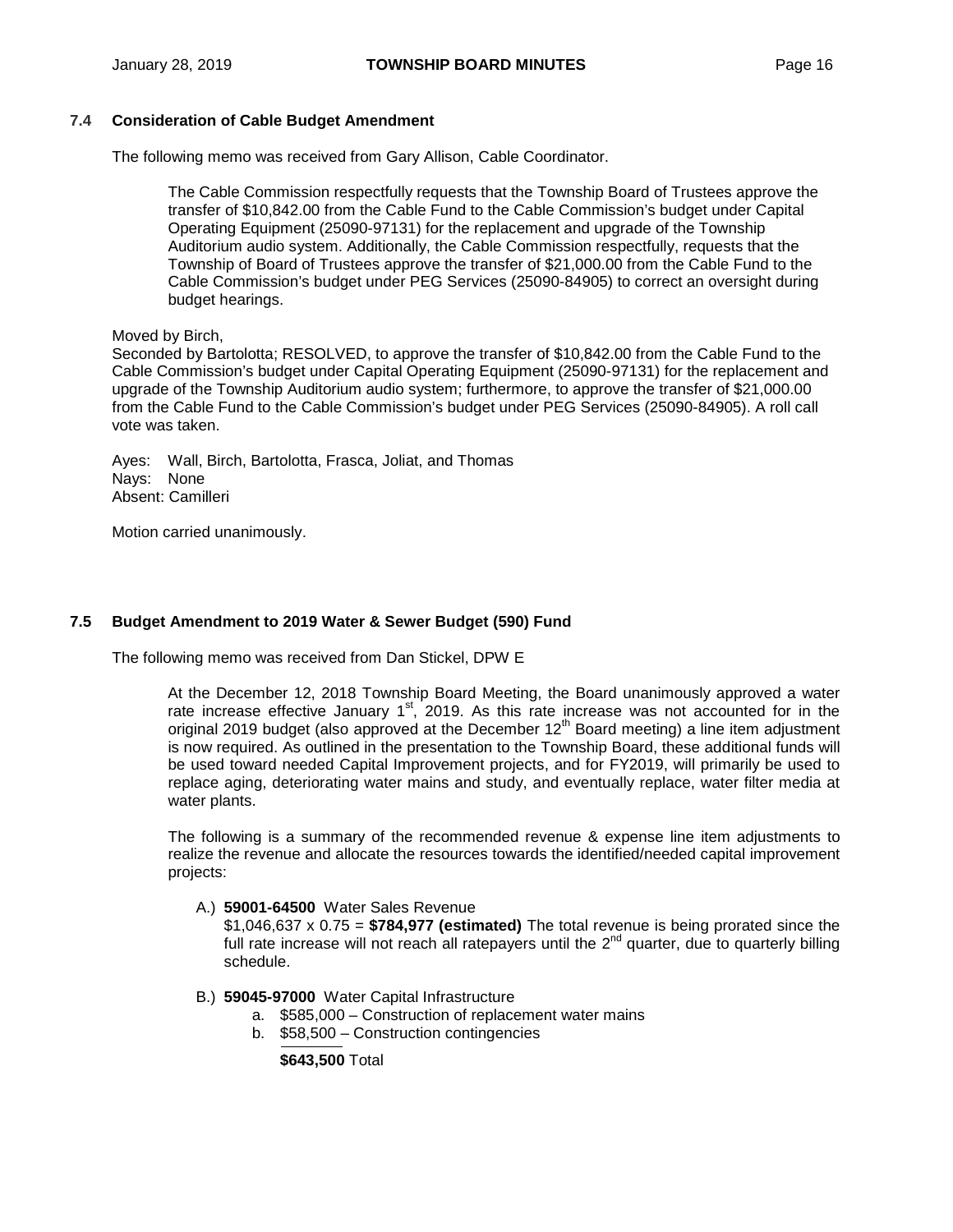### 7.4 Consideration of Cable Budget Amendment

The following memo was received from Gary Allison, Cable Coordinator.

> The Cable Commission respectfully requests that the Township Board of Trustees approve the transfer of $10,842.00 from the Cable Fund to the Cable Commission's budget under Capital Operating Equipment (25090-97131) for the replacement and upgrade of the Township Auditorium audio system. Additionally, the Cable Commission respectfully, requests that the Township of Board of Trustees approve the transfer of $21,000.00 from the Cable Fund to the Cable Commission's budget under PEG Services (25090-84905) to correct an oversight during budget hearings.

Moved by Birch,
Seconded by Bartolotta; RESOLVED, to approve the transfer of $10,842.00 from the Cable Fund to the Cable Commission's budget under Capital Operating Equipment (25090-97131) for the replacement and upgrade of the Township Auditorium audio system; furthermore, to approve the transfer of $21,000.00 from the Cable Fund to the Cable Commission's budget under PEG Services (25090-84905). A roll call vote was taken.

Ayes: Wall, Birch, Bartolotta, Frasca, Joliat, and Thomas
Nays: None
Absent: Camilleri

Motion carried unanimously.

### 7.5 Budget Amendment to 2019 Water & Sewer Budget (590) Fund

The following memo was received from Dan Stickel, DPW E

> At the December 12, 2018 Township Board Meeting, the Board unanimously approved a water rate increase effective January 1st, 2019. As this rate increase was not accounted for in the original 2019 budget (also approved at the December 12th Board meeting) a line item adjustment is now required. As outlined in the presentation to the Township Board, these additional funds will be used toward needed Capital Improvement projects, and for FY2019, will primarily be used to replace aging, deteriorating water mains and study, and eventually replace, water filter media at water plants.
>
> The following is a summary of the recommended revenue & expense line item adjustments to realize the revenue and allocate the resources towards the identified/needed capital improvement projects:
>
> A.) **59001-64500** Water Sales Revenue
> $1,046,637 x 0.75 = **$784,977 (estimated)** The total revenue is being prorated since the full rate increase will not reach all ratepayers until the 2nd quarter, due to quarterly billing schedule.
>
> B.) **59045-97000** Water Capital Infrastructure
>
> a. $585,000 – Construction of replacement water mains
> b. $58,500 – Construction contingencies
>
> **$643,500** Total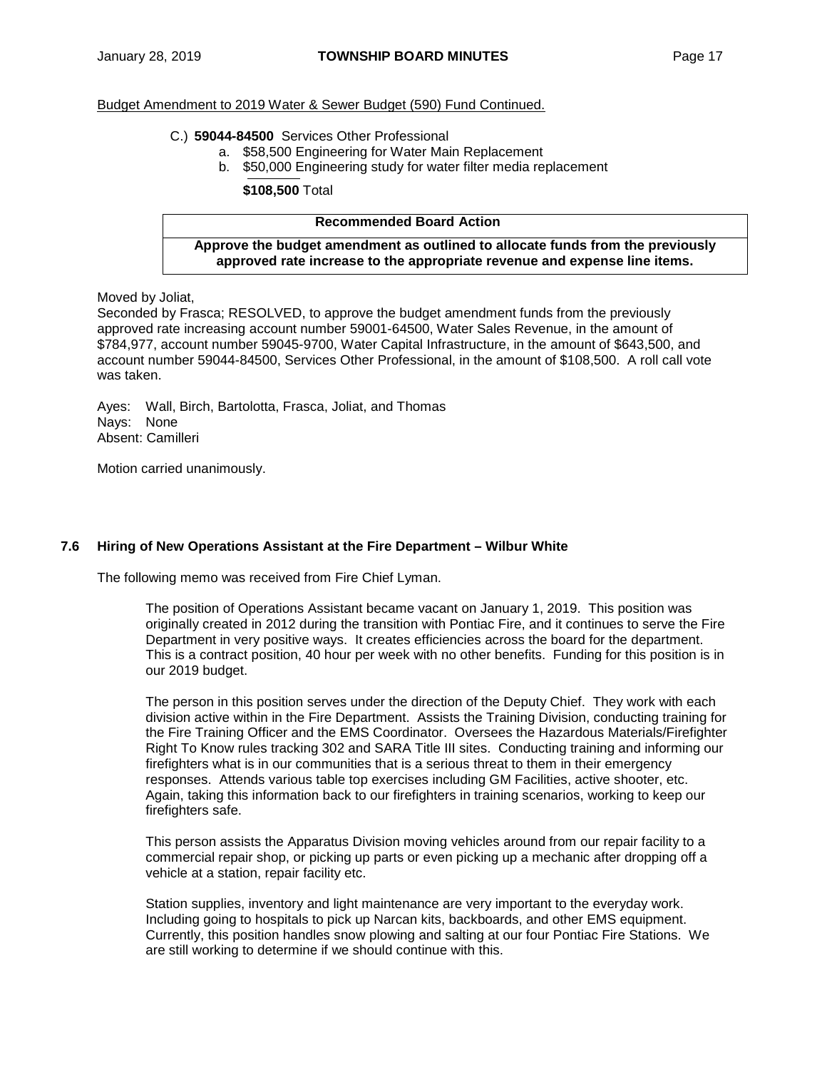Budget Amendment to 2019 Water & Sewer Budget (590) Fund Continued.

C.) **59044-84500** Services Other Professional
   a. \$58,500 Engineering for Water Main Replacement
   b. \$50,000 Engineering study for water filter media replacement

   **\$108,500** Total

| **Recommended Board Action** |
|---|
| **Approve the budget amendment as outlined to allocate funds from the previously approved rate increase to the appropriate revenue and expense line items.** |

Moved by Joliat,
Seconded by Frasca; RESOLVED, to approve the budget amendment funds from the previously approved rate increasing account number 59001-64500, Water Sales Revenue, in the amount of \$784,977, account number 59045-9700, Water Capital Infrastructure, in the amount of \$643,500, and account number 59044-84500, Services Other Professional, in the amount of \$108,500. A roll call vote was taken.

Ayes: Wall, Birch, Bartolotta, Frasca, Joliat, and Thomas
Nays: None
Absent: Camilleri

Motion carried unanimously.

### 7.6 Hiring of New Operations Assistant at the Fire Department – Wilbur White

The following memo was received from Fire Chief Lyman.

> The position of Operations Assistant became vacant on January 1, 2019. This position was originally created in 2012 during the transition with Pontiac Fire, and it continues to serve the Fire Department in very positive ways. It creates efficiencies across the board for the department. This is a contract position, 40 hour per week with no other benefits. Funding for this position is in our 2019 budget.
>
> The person in this position serves under the direction of the Deputy Chief. They work with each division active within in the Fire Department. Assists the Training Division, conducting training for the Fire Training Officer and the EMS Coordinator. Oversees the Hazardous Materials/Firefighter Right To Know rules tracking 302 and SARA Title III sites. Conducting training and informing our firefighters what is in our communities that is a serious threat to them in their emergency responses. Attends various table top exercises including GM Facilities, active shooter, etc. Again, taking this information back to our firefighters in training scenarios, working to keep our firefighters safe.
>
> This person assists the Apparatus Division moving vehicles around from our repair facility to a commercial repair shop, or picking up parts or even picking up a mechanic after dropping off a vehicle at a station, repair facility etc.
>
> Station supplies, inventory and light maintenance are very important to the everyday work. Including going to hospitals to pick up Narcan kits, backboards, and other EMS equipment. Currently, this position handles snow plowing and salting at our four Pontiac Fire Stations. We are still working to determine if we should continue with this.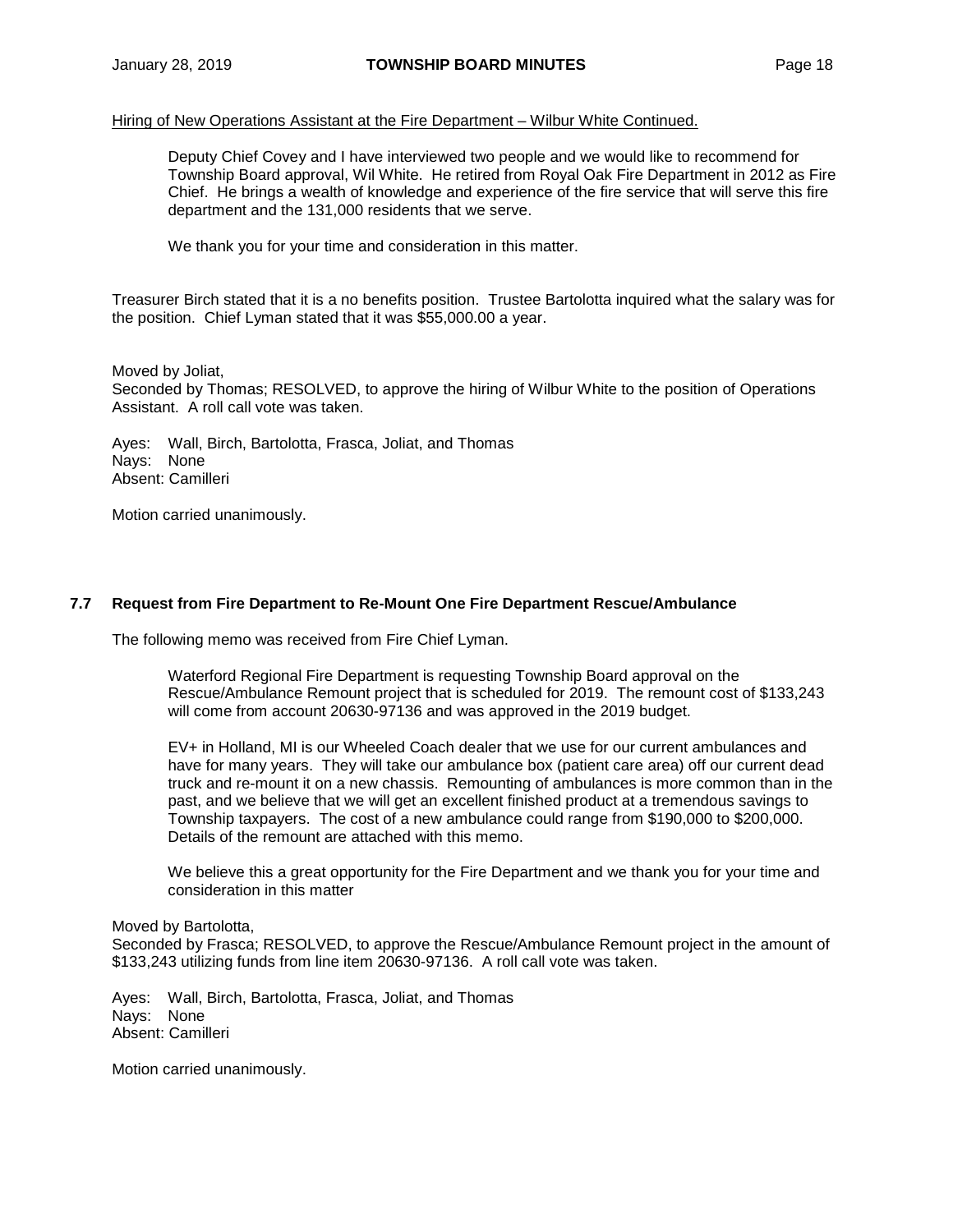Hiring of New Operations Assistant at the Fire Department – Wilbur White Continued.

> Deputy Chief Covey and I have interviewed two people and we would like to recommend for Township Board approval, Wil White. He retired from Royal Oak Fire Department in 2012 as Fire Chief. He brings a wealth of knowledge and experience of the fire service that will serve this fire department and the 131,000 residents that we serve.
>
> We thank you for your time and consideration in this matter.

Treasurer Birch stated that it is a no benefits position. Trustee Bartolotta inquired what the salary was for the position. Chief Lyman stated that it was $55,000.00 a year.

Moved by Joliat,
Seconded by Thomas; RESOLVED, to approve the hiring of Wilbur White to the position of Operations Assistant. A roll call vote was taken.

Ayes: Wall, Birch, Bartolotta, Frasca, Joliat, and Thomas
Nays: None
Absent: Camilleri

Motion carried unanimously.

### 7.7 Request from Fire Department to Re-Mount One Fire Department Rescue/Ambulance

The following memo was received from Fire Chief Lyman.

> Waterford Regional Fire Department is requesting Township Board approval on the Rescue/Ambulance Remount project that is scheduled for 2019. The remount cost of $133,243 will come from account 20630-97136 and was approved in the 2019 budget.
>
> EV+ in Holland, MI is our Wheeled Coach dealer that we use for our current ambulances and have for many years. They will take our ambulance box (patient care area) off our current dead truck and re-mount it on a new chassis. Remounting of ambulances is more common than in the past, and we believe that we will get an excellent finished product at a tremendous savings to Township taxpayers. The cost of a new ambulance could range from $190,000 to $200,000. Details of the remount are attached with this memo.
>
> We believe this a great opportunity for the Fire Department and we thank you for your time and consideration in this matter

Moved by Bartolotta,
Seconded by Frasca; RESOLVED, to approve the Rescue/Ambulance Remount project in the amount of $133,243 utilizing funds from line item 20630-97136. A roll call vote was taken.

Ayes: Wall, Birch, Bartolotta, Frasca, Joliat, and Thomas
Nays: None
Absent: Camilleri

Motion carried unanimously.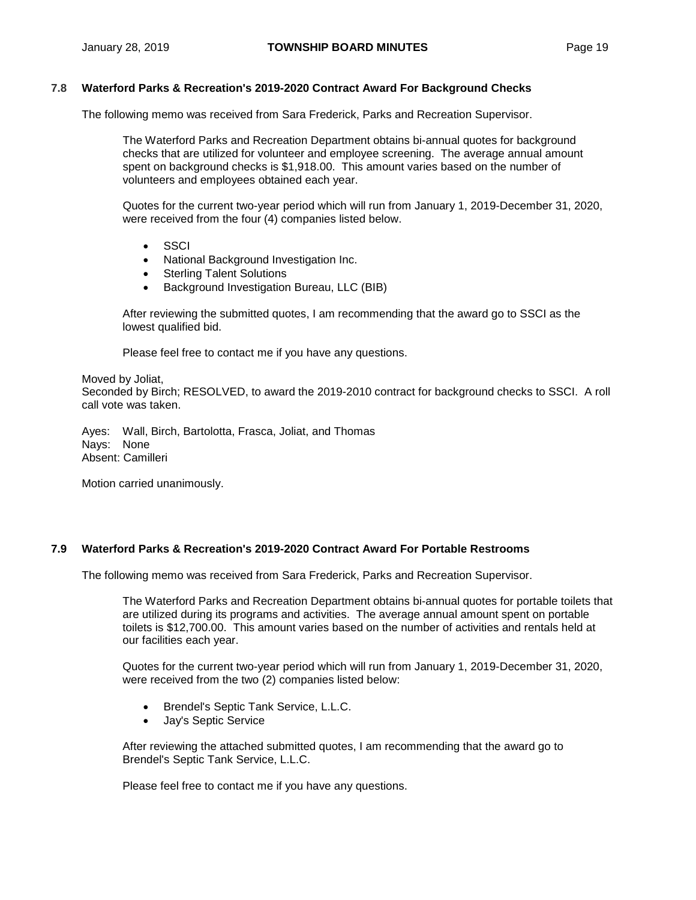### 7.8 Waterford Parks & Recreation's 2019-2020 Contract Award For Background Checks

The following memo was received from Sara Frederick, Parks and Recreation Supervisor.

> The Waterford Parks and Recreation Department obtains bi-annual quotes for background checks that are utilized for volunteer and employee screening. The average annual amount spent on background checks is $1,918.00. This amount varies based on the number of volunteers and employees obtained each year.
>
> Quotes for the current two-year period which will run from January 1, 2019-December 31, 2020, were received from the four (4) companies listed below.
>
> - SSCI
> - National Background Investigation Inc.
> - Sterling Talent Solutions
> - Background Investigation Bureau, LLC (BIB)
>
> After reviewing the submitted quotes, I am recommending that the award go to SSCI as the lowest qualified bid.
>
> Please feel free to contact me if you have any questions.

Moved by Joliat,
Seconded by Birch; RESOLVED, to award the 2019-2010 contract for background checks to SSCI. A roll call vote was taken.

Ayes: Wall, Birch, Bartolotta, Frasca, Joliat, and Thomas
Nays: None
Absent: Camilleri

Motion carried unanimously.

### 7.9 Waterford Parks & Recreation's 2019-2020 Contract Award For Portable Restrooms

The following memo was received from Sara Frederick, Parks and Recreation Supervisor.

> The Waterford Parks and Recreation Department obtains bi-annual quotes for portable toilets that are utilized during its programs and activities. The average annual amount spent on portable toilets is $12,700.00. This amount varies based on the number of activities and rentals held at our facilities each year.
>
> Quotes for the current two-year period which will run from January 1, 2019-December 31, 2020, were received from the two (2) companies listed below:
>
> - Brendel's Septic Tank Service, L.L.C.
> - Jay's Septic Service
>
> After reviewing the attached submitted quotes, I am recommending that the award go to Brendel's Septic Tank Service, L.L.C.
>
> Please feel free to contact me if you have any questions.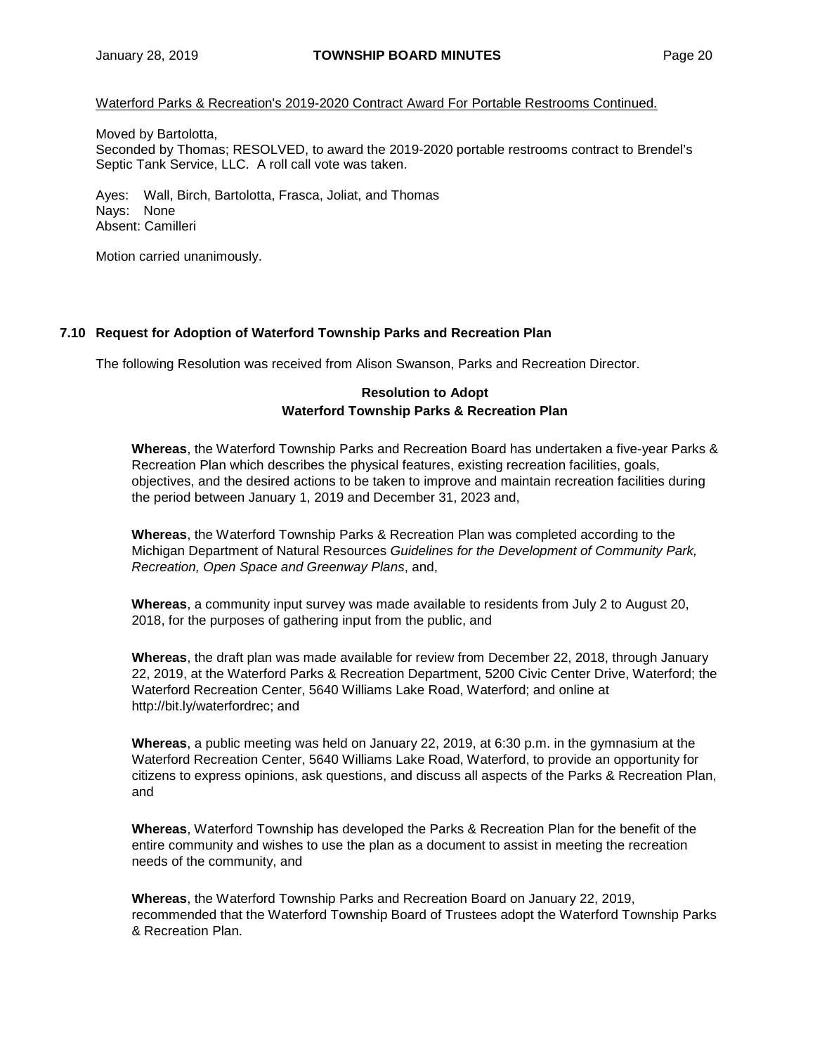Waterford Parks & Recreation's 2019-2020 Contract Award For Portable Restrooms Continued.

Moved by Bartolotta,
Seconded by Thomas; RESOLVED, to award the 2019-2020 portable restrooms contract to Brendel's Septic Tank Service, LLC. A roll call vote was taken.

Ayes: Wall, Birch, Bartolotta, Frasca, Joliat, and Thomas
Nays: None
Absent: Camilleri

Motion carried unanimously.

### 7.10 Request for Adoption of Waterford Township Parks and Recreation Plan

The following Resolution was received from Alison Swanson, Parks and Recreation Director.

**Resolution to Adopt**
**Waterford Township Parks & Recreation Plan**

**Whereas**, the Waterford Township Parks and Recreation Board has undertaken a five-year Parks & Recreation Plan which describes the physical features, existing recreation facilities, goals, objectives, and the desired actions to be taken to improve and maintain recreation facilities during the period between January 1, 2019 and December 31, 2023 and,

**Whereas**, the Waterford Township Parks & Recreation Plan was completed according to the Michigan Department of Natural Resources *Guidelines for the Development of Community Park, Recreation, Open Space and Greenway Plans*, and,

**Whereas**, a community input survey was made available to residents from July 2 to August 20, 2018, for the purposes of gathering input from the public, and

**Whereas**, the draft plan was made available for review from December 22, 2018, through January 22, 2019, at the Waterford Parks & Recreation Department, 5200 Civic Center Drive, Waterford; the Waterford Recreation Center, 5640 Williams Lake Road, Waterford; and online at http://bit.ly/waterfordrec; and

**Whereas**, a public meeting was held on January 22, 2019, at 6:30 p.m. in the gymnasium at the Waterford Recreation Center, 5640 Williams Lake Road, Waterford, to provide an opportunity for citizens to express opinions, ask questions, and discuss all aspects of the Parks & Recreation Plan, and

**Whereas**, Waterford Township has developed the Parks & Recreation Plan for the benefit of the entire community and wishes to use the plan as a document to assist in meeting the recreation needs of the community, and

**Whereas**, the Waterford Township Parks and Recreation Board on January 22, 2019, recommended that the Waterford Township Board of Trustees adopt the Waterford Township Parks & Recreation Plan.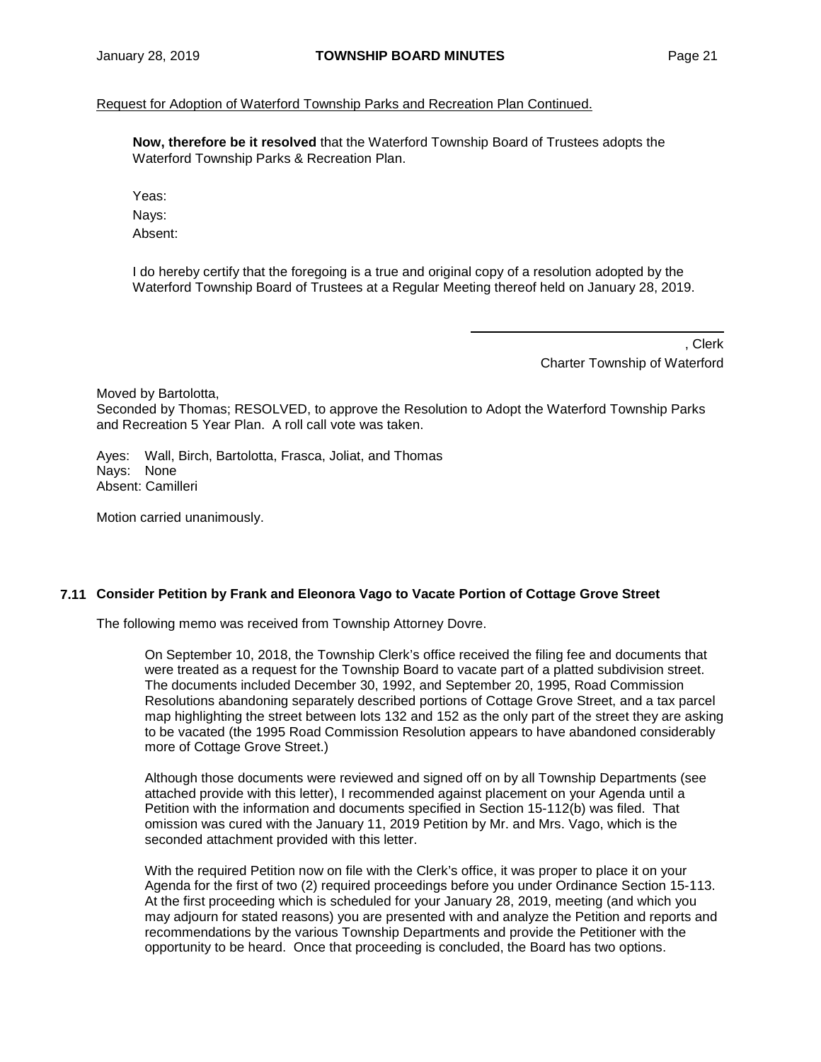Request for Adoption of Waterford Township Parks and Recreation Plan Continued.

> **Now, therefore be it resolved** that the Waterford Township Board of Trustees adopts the Waterford Township Parks & Recreation Plan.
>
> Yeas:
> Nays:
> Absent:
>
> I do hereby certify that the foregoing is a true and original copy of a resolution adopted by the Waterford Township Board of Trustees at a Regular Meeting thereof held on January 28, 2019.
>
> \_\_\_\_\_\_\_\_\_\_\_\_\_\_\_\_\_\_\_\_\_\_\_\_\_\_\_\_\_\_, Clerk
> Charter Township of Waterford

Moved by Bartolotta,
Seconded by Thomas; RESOLVED, to approve the Resolution to Adopt the Waterford Township Parks and Recreation 5 Year Plan. A roll call vote was taken.

Ayes: Wall, Birch, Bartolotta, Frasca, Joliat, and Thomas
Nays: None
Absent: Camilleri

Motion carried unanimously.

## 7.11 Consider Petition by Frank and Eleonora Vago to Vacate Portion of Cottage Grove Street

The following memo was received from Township Attorney Dovre.

> On September 10, 2018, the Township Clerk's office received the filing fee and documents that were treated as a request for the Township Board to vacate part of a platted subdivision street. The documents included December 30, 1992, and September 20, 1995, Road Commission Resolutions abandoning separately described portions of Cottage Grove Street, and a tax parcel map highlighting the street between lots 132 and 152 as the only part of the street they are asking to be vacated (the 1995 Road Commission Resolution appears to have abandoned considerably more of Cottage Grove Street.)
>
> Although those documents were reviewed and signed off on by all Township Departments (see attached provide with this letter), I recommended against placement on your Agenda until a Petition with the information and documents specified in Section 15-112(b) was filed. That omission was cured with the January 11, 2019 Petition by Mr. and Mrs. Vago, which is the seconded attachment provided with this letter.
>
> With the required Petition now on file with the Clerk's office, it was proper to place it on your Agenda for the first of two (2) required proceedings before you under Ordinance Section 15-113. At the first proceeding which is scheduled for your January 28, 2019, meeting (and which you may adjourn for stated reasons) you are presented with and analyze the Petition and reports and recommendations by the various Township Departments and provide the Petitioner with the opportunity to be heard. Once that proceeding is concluded, the Board has two options.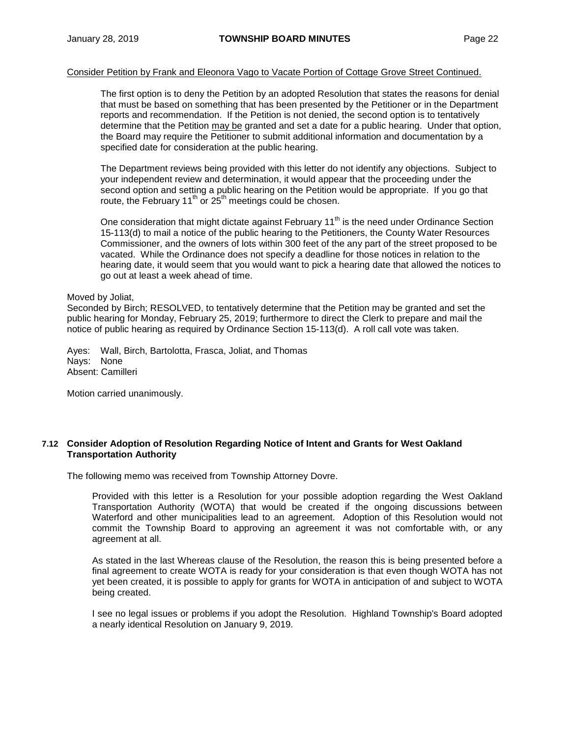Consider Petition by Frank and Eleonora Vago to Vacate Portion of Cottage Grove Street Continued.

> The first option is to deny the Petition by an adopted Resolution that states the reasons for denial that must be based on something that has been presented by the Petitioner or in the Department reports and recommendation. If the Petition is not denied, the second option is to tentatively determine that the Petition may be granted and set a date for a public hearing. Under that option, the Board may require the Petitioner to submit additional information and documentation by a specified date for consideration at the public hearing.
>
> The Department reviews being provided with this letter do not identify any objections. Subject to your independent review and determination, it would appear that the proceeding under the second option and setting a public hearing on the Petition would be appropriate. If you go that route, the February 11th or 25th meetings could be chosen.
>
> One consideration that might dictate against February 11th is the need under Ordinance Section 15-113(d) to mail a notice of the public hearing to the Petitioners, the County Water Resources Commissioner, and the owners of lots within 300 feet of the any part of the street proposed to be vacated. While the Ordinance does not specify a deadline for those notices in relation to the hearing date, it would seem that you would want to pick a hearing date that allowed the notices to go out at least a week ahead of time.

Moved by Joliat,
Seconded by Birch; RESOLVED, to tentatively determine that the Petition may be granted and set the public hearing for Monday, February 25, 2019; furthermore to direct the Clerk to prepare and mail the notice of public hearing as required by Ordinance Section 15-113(d). A roll call vote was taken.

Ayes: Wall, Birch, Bartolotta, Frasca, Joliat, and Thomas
Nays: None
Absent: Camilleri

Motion carried unanimously.

### 7.12 Consider Adoption of Resolution Regarding Notice of Intent and Grants for West Oakland Transportation Authority

The following memo was received from Township Attorney Dovre.

> Provided with this letter is a Resolution for your possible adoption regarding the West Oakland Transportation Authority (WOTA) that would be created if the ongoing discussions between Waterford and other municipalities lead to an agreement. Adoption of this Resolution would not commit the Township Board to approving an agreement it was not comfortable with, or any agreement at all.
>
> As stated in the last Whereas clause of the Resolution, the reason this is being presented before a final agreement to create WOTA is ready for your consideration is that even though WOTA has not yet been created, it is possible to apply for grants for WOTA in anticipation of and subject to WOTA being created.
>
> I see no legal issues or problems if you adopt the Resolution. Highland Township's Board adopted a nearly identical Resolution on January 9, 2019.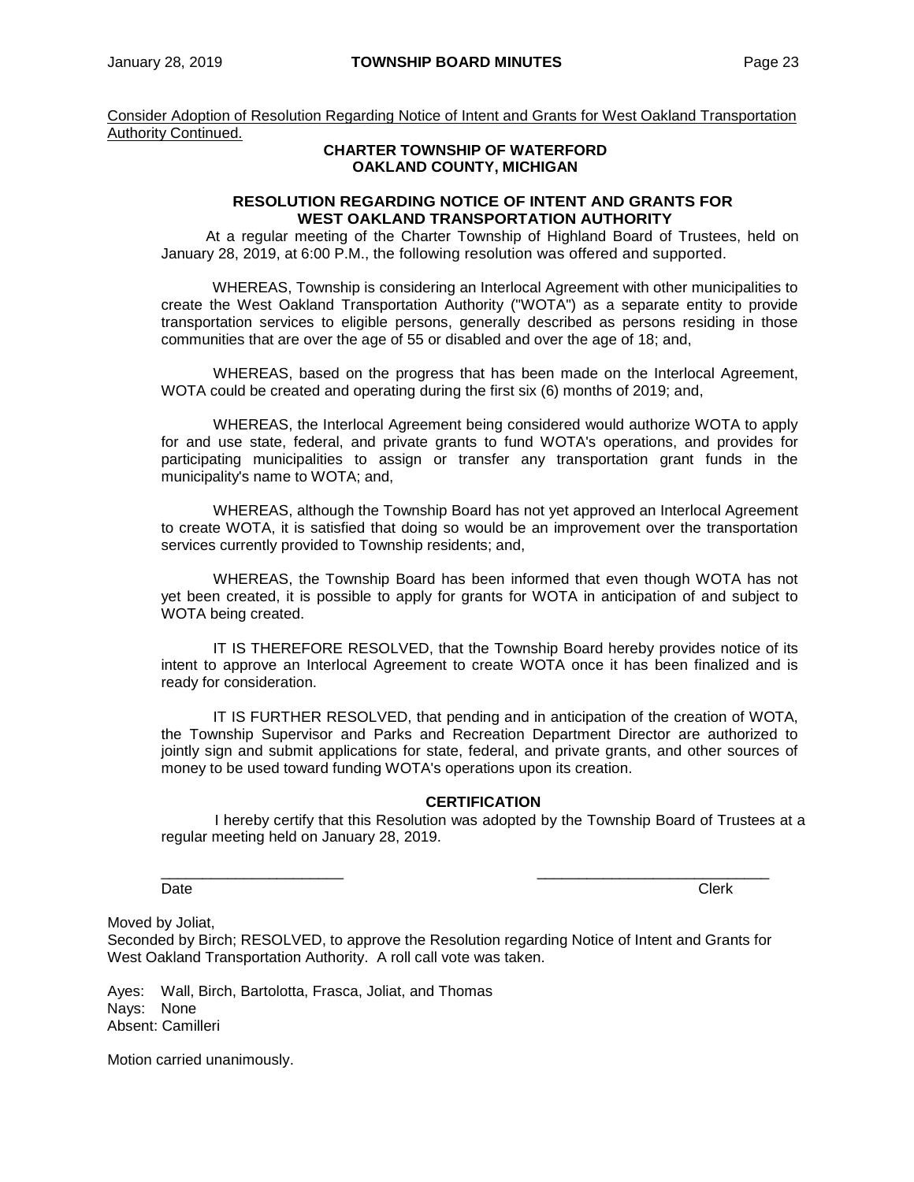Consider Adoption of Resolution Regarding Notice of Intent and Grants for West Oakland Transportation Authority Continued.

**CHARTER TOWNSHIP OF WATERFORD**
**OAKLAND COUNTY, MICHIGAN**

**RESOLUTION REGARDING NOTICE OF INTENT AND GRANTS FOR WEST OAKLAND TRANSPORTATION AUTHORITY**

At a regular meeting of the Charter Township of Highland Board of Trustees, held on January 28, 2019, at 6:00 P.M., the following resolution was offered and supported.

WHEREAS, Township is considering an Interlocal Agreement with other municipalities to create the West Oakland Transportation Authority ("WOTA") as a separate entity to provide transportation services to eligible persons, generally described as persons residing in those communities that are over the age of 55 or disabled and over the age of 18; and,

WHEREAS, based on the progress that has been made on the Interlocal Agreement, WOTA could be created and operating during the first six (6) months of 2019; and,

WHEREAS, the Interlocal Agreement being considered would authorize WOTA to apply for and use state, federal, and private grants to fund WOTA's operations, and provides for participating municipalities to assign or transfer any transportation grant funds in the municipality's name to WOTA; and,

WHEREAS, although the Township Board has not yet approved an Interlocal Agreement to create WOTA, it is satisfied that doing so would be an improvement over the transportation services currently provided to Township residents; and,

WHEREAS, the Township Board has been informed that even though WOTA has not yet been created, it is possible to apply for grants for WOTA in anticipation of and subject to WOTA being created.

IT IS THEREFORE RESOLVED, that the Township Board hereby provides notice of its intent to approve an Interlocal Agreement to create WOTA once it has been finalized and is ready for consideration.

IT IS FURTHER RESOLVED, that pending and in anticipation of the creation of WOTA, the Township Supervisor and Parks and Recreation Department Director are authorized to jointly sign and submit applications for state, federal, and private grants, and other sources of money to be used toward funding WOTA's operations upon its creation.

**CERTIFICATION**

I hereby certify that this Resolution was adopted by the Township Board of Trustees at a regular meeting held on January 28, 2019.

\_\_\_\_\_\_\_\_\_\_\_\_\_\_\_\_\_\_\_\_\_\_ \_\_\_\_\_\_\_\_\_\_\_\_\_\_\_\_\_\_\_\_\_\_\_\_\_\_\_\_
Date Clerk

Moved by Joliat,
Seconded by Birch; RESOLVED, to approve the Resolution regarding Notice of Intent and Grants for West Oakland Transportation Authority. A roll call vote was taken.

Ayes: Wall, Birch, Bartolotta, Frasca, Joliat, and Thomas
Nays: None
Absent: Camilleri

Motion carried unanimously.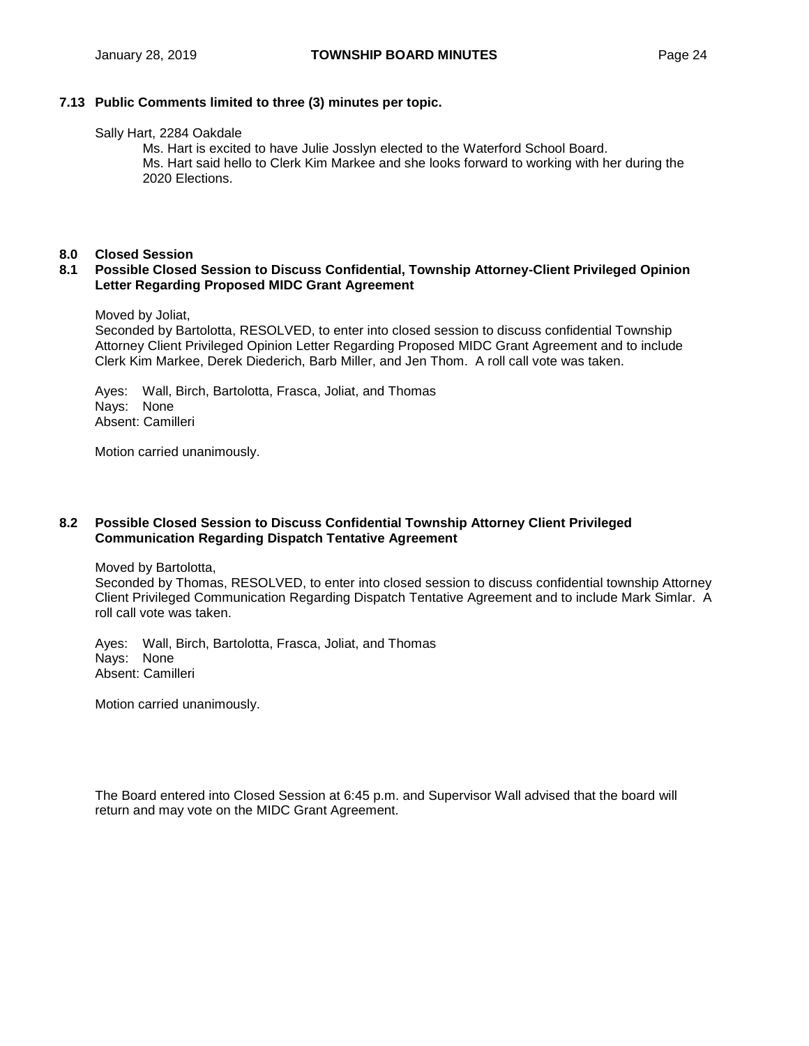### 7.13 Public Comments limited to three (3) minutes per topic.

Sally Hart, 2284 Oakdale

Ms. Hart is excited to have Julie Josslyn elected to the Waterford School Board.
Ms. Hart said hello to Clerk Kim Markee and she looks forward to working with her during the 2020 Elections.

### 8.0 Closed Session

### 8.1 Possible Closed Session to Discuss Confidential, Township Attorney-Client Privileged Opinion Letter Regarding Proposed MIDC Grant Agreement

Moved by Joliat,
Seconded by Bartolotta, RESOLVED, to enter into closed session to discuss confidential Township Attorney Client Privileged Opinion Letter Regarding Proposed MIDC Grant Agreement and to include Clerk Kim Markee, Derek Diederich, Barb Miller, and Jen Thom. A roll call vote was taken.

Ayes: Wall, Birch, Bartolotta, Frasca, Joliat, and Thomas
Nays: None
Absent: Camilleri

Motion carried unanimously.

### 8.2 Possible Closed Session to Discuss Confidential Township Attorney Client Privileged Communication Regarding Dispatch Tentative Agreement

Moved by Bartolotta,
Seconded by Thomas, RESOLVED, to enter into closed session to discuss confidential township Attorney Client Privileged Communication Regarding Dispatch Tentative Agreement and to include Mark Simlar. A roll call vote was taken.

Ayes: Wall, Birch, Bartolotta, Frasca, Joliat, and Thomas
Nays: None
Absent: Camilleri

Motion carried unanimously.

The Board entered into Closed Session at 6:45 p.m. and Supervisor Wall advised that the board will return and may vote on the MIDC Grant Agreement.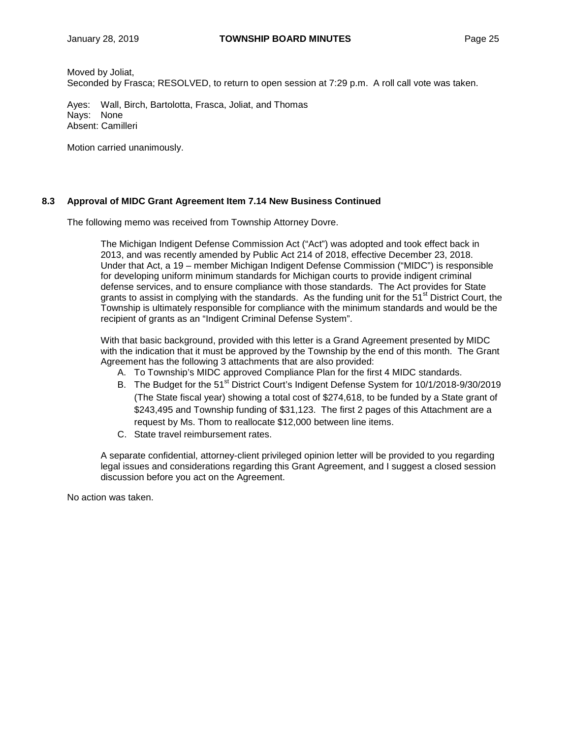Moved by Joliat,
Seconded by Frasca; RESOLVED, to return to open session at 7:29 p.m. A roll call vote was taken.

Ayes: Wall, Birch, Bartolotta, Frasca, Joliat, and Thomas
Nays: None
Absent: Camilleri

Motion carried unanimously.

### 8.3 Approval of MIDC Grant Agreement Item 7.14 New Business Continued

The following memo was received from Township Attorney Dovre.

> The Michigan Indigent Defense Commission Act ("Act") was adopted and took effect back in 2013, and was recently amended by Public Act 214 of 2018, effective December 23, 2018. Under that Act, a 19 – member Michigan Indigent Defense Commission ("MIDC") is responsible for developing uniform minimum standards for Michigan courts to provide indigent criminal defense services, and to ensure compliance with those standards. The Act provides for State grants to assist in complying with the standards. As the funding unit for the 51st District Court, the Township is ultimately responsible for compliance with the minimum standards and would be the recipient of grants as an "Indigent Criminal Defense System".
>
> With that basic background, provided with this letter is a Grand Agreement presented by MIDC with the indication that it must be approved by the Township by the end of this month. The Grant Agreement has the following 3 attachments that are also provided:
>
> A. To Township's MIDC approved Compliance Plan for the first 4 MIDC standards.
> B. The Budget for the 51st District Court's Indigent Defense System for 10/1/2018-9/30/2019 (The State fiscal year) showing a total cost of $274,618, to be funded by a State grant of $243,495 and Township funding of $31,123. The first 2 pages of this Attachment are a request by Ms. Thom to reallocate $12,000 between line items.
> C. State travel reimbursement rates.
>
> A separate confidential, attorney-client privileged opinion letter will be provided to you regarding legal issues and considerations regarding this Grant Agreement, and I suggest a closed session discussion before you act on the Agreement.

No action was taken.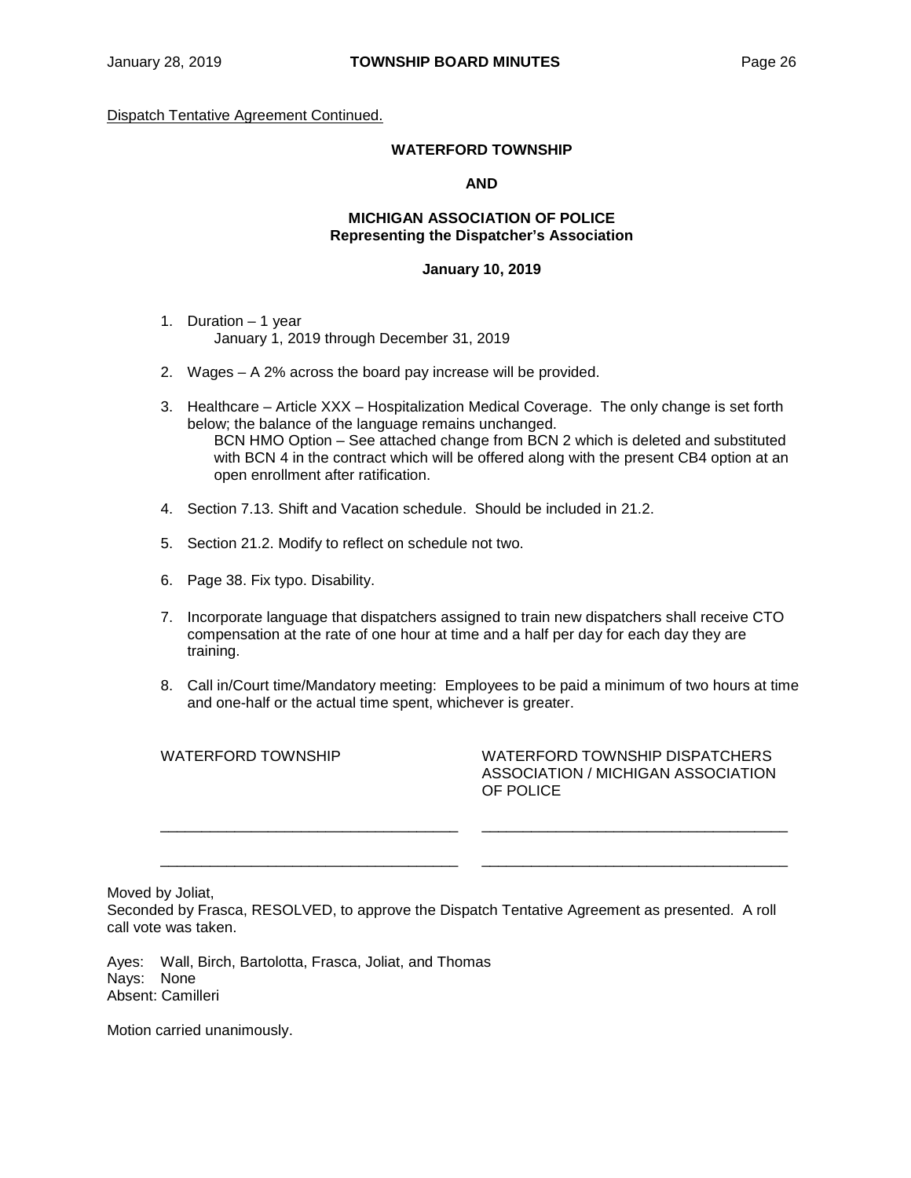Dispatch Tentative Agreement Continued.

**WATERFORD TOWNSHIP**

**AND**

**MICHIGAN ASSOCIATION OF POLICE**
**Representing the Dispatcher's Association**

**January 10, 2019**

1. Duration – 1 year
   January 1, 2019 through December 31, 2019

2. Wages – A 2% across the board pay increase will be provided.

3. Healthcare – Article XXX – Hospitalization Medical Coverage. The only change is set forth below; the balance of the language remains unchanged.
   BCN HMO Option – See attached change from BCN 2 which is deleted and substituted with BCN 4 in the contract which will be offered along with the present CB4 option at an open enrollment after ratification.

4. Section 7.13. Shift and Vacation schedule. Should be included in 21.2.

5. Section 21.2. Modify to reflect on schedule not two.

6. Page 38. Fix typo. Disability.

7. Incorporate language that dispatchers assigned to train new dispatchers shall receive CTO compensation at the rate of one hour at time and a half per day for each day they are training.

8. Call in/Court time/Mandatory meeting: Employees to be paid a minimum of two hours at time and one-half or the actual time spent, whichever is greater.

| WATERFORD TOWNSHIP | WATERFORD TOWNSHIP DISPATCHERS ASSOCIATION / MICHIGAN ASSOCIATION OF POLICE |
|---|---|
| ___________________________________ | ___________________________________ |
| ___________________________________ | ___________________________________ |

Moved by Joliat,
Seconded by Frasca, RESOLVED, to approve the Dispatch Tentative Agreement as presented. A roll call vote was taken.

Ayes: Wall, Birch, Bartolotta, Frasca, Joliat, and Thomas
Nays: None
Absent: Camilleri

Motion carried unanimously.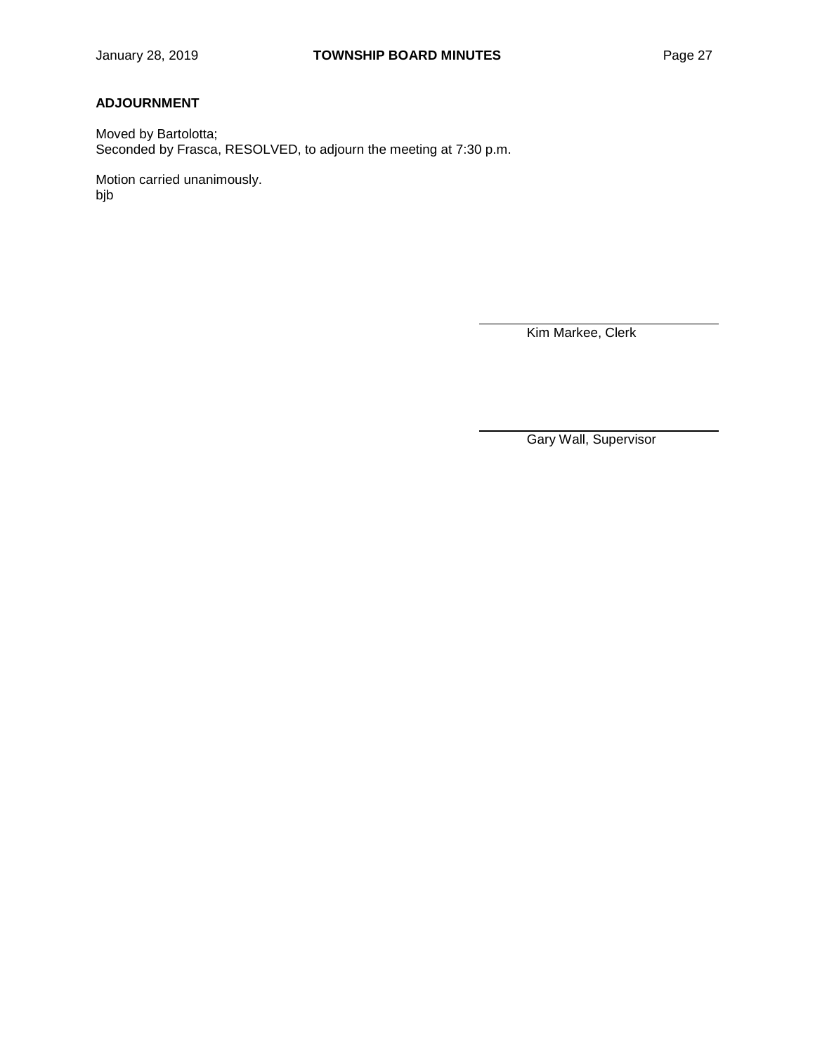## ADJOURNMENT

Moved by Bartolotta;
Seconded by Frasca, RESOLVED, to adjourn the meeting at 7:30 p.m.

Motion carried unanimously.
bjb

\_\_\_\_\_\_\_\_\_\_\_\_\_\_\_\_\_\_\_\_\_\_\_\_\_\_\_\_\_\_\_\_
Kim Markee, Clerk

\_\_\_\_\_\_\_\_\_\_\_\_\_\_\_\_\_\_\_\_\_\_\_\_\_\_\_\_\_\_\_\_
Gary Wall, Supervisor